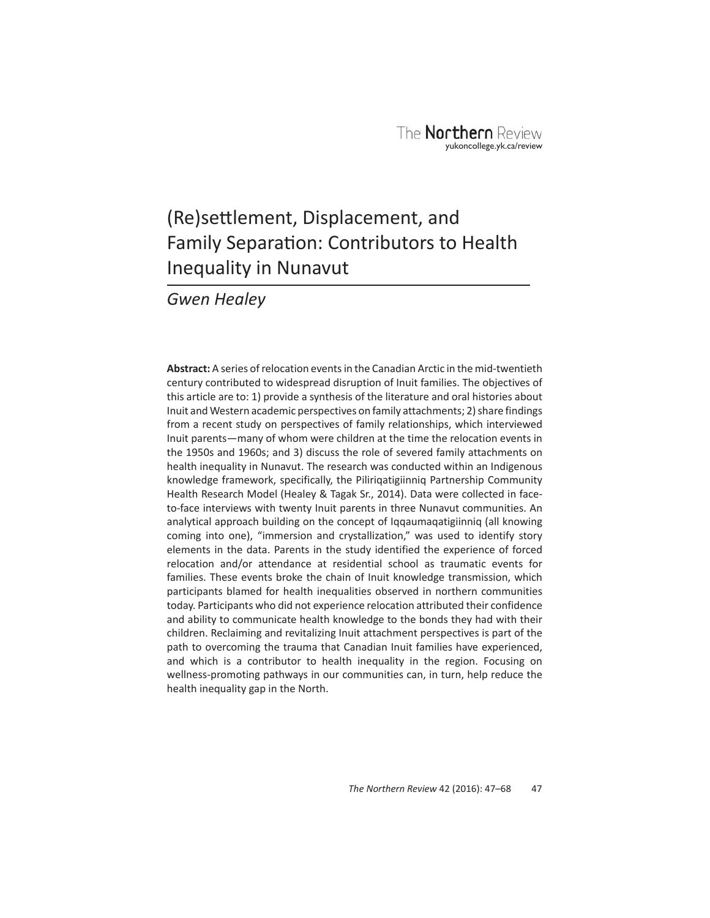# (Re)settlement, Displacement, and Family Separation: Contributors to Health Inequality in Nunavut

*Gwen Healey*

**Abstract:** A series of relocation events in the Canadian Arctic in the mid-twentieth century contributed to widespread disruption of Inuit families. The objectives of this article are to: 1) provide a synthesis of the literature and oral histories about Inuit and Western academic perspectives on family attachments; 2) share findings from a recent study on perspectives of family relationships, which interviewed Inuit parents—many of whom were children at the time the relocation events in the 1950s and 1960s; and 3) discuss the role of severed family attachments on health inequality in Nunavut. The research was conducted within an Indigenous knowledge framework, specifically, the Piliriqatigiinniq Partnership Community Health Research Model (Healey & Tagak Sr., 2014). Data were collected in face-to-face interviews with twenty Inuit parents in three Nunavut communities. An analytical approach building on the concept of Iqqaumaqatigiinniq (all knowing coming into one), "immersion and crystallization," was used to identify story elements in the data. Parents in the study identified the experience of forced relocation and/or attendance at residential school as traumatic events for families. These events broke the chain of Inuit knowledge transmission, which participants blamed for health inequalities observed in northern communities today. Participants who did not experience relocation attributed their confidence and ability to communicate health knowledge to the bonds they had with their children. Reclaiming and revitalizing Inuit attachment perspectives is part of the path to overcoming the trauma that Canadian Inuit families have experienced, and which is a contributor to health inequality in the region. Focusing on wellness-promoting pathways in our communities can, in turn, help reduce the health inequality gap in the North.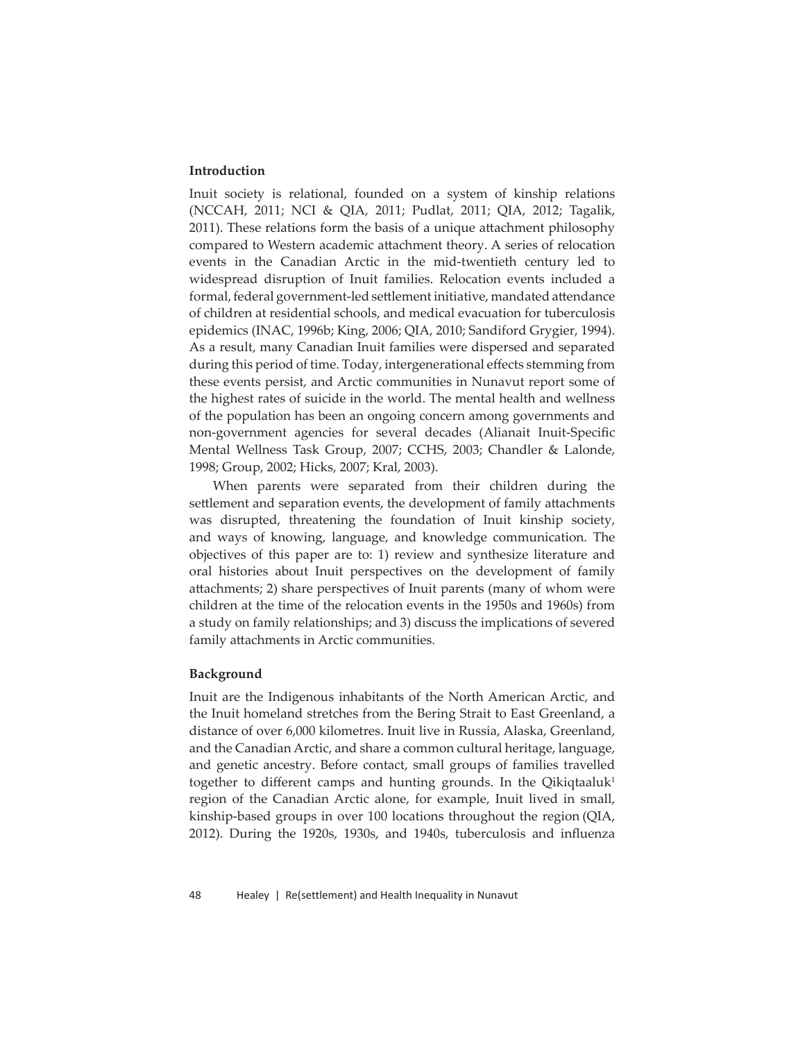## Introduction

Inuit society is relational, founded on a system of kinship relations (NCCAH, 2011; NCI & QIA, 2011; Pudlat, 2011; QIA, 2012; Tagalik, 2011). These relations form the basis of a unique attachment philosophy compared to Western academic attachment theory. A series of relocation events in the Canadian Arctic in the mid-twentieth century led to widespread disruption of Inuit families. Relocation events included a formal, federal government-led settlement initiative, mandated attendance of children at residential schools, and medical evacuation for tuberculosis epidemics (INAC, 1996b; King, 2006; QIA, 2010; Sandiford Grygier, 1994). As a result, many Canadian Inuit families were dispersed and separated during this period of time. Today, intergenerational effects stemming from these events persist, and Arctic communities in Nunavut report some of the highest rates of suicide in the world. The mental health and wellness of the population has been an ongoing concern among governments and non-government agencies for several decades (Alianait Inuit-Specific Mental Wellness Task Group, 2007; CCHS, 2003; Chandler & Lalonde, 1998; Group, 2002; Hicks, 2007; Kral, 2003).

When parents were separated from their children during the settlement and separation events, the development of family attachments was disrupted, threatening the foundation of Inuit kinship society, and ways of knowing, language, and knowledge communication. The objectives of this paper are to: 1) review and synthesize literature and oral histories about Inuit perspectives on the development of family attachments; 2) share perspectives of Inuit parents (many of whom were children at the time of the relocation events in the 1950s and 1960s) from a study on family relationships; and 3) discuss the implications of severed family attachments in Arctic communities.

## Background

Inuit are the Indigenous inhabitants of the North American Arctic, and the Inuit homeland stretches from the Bering Strait to East Greenland, a distance of over 6,000 kilometres. Inuit live in Russia, Alaska, Greenland, and the Canadian Arctic, and share a common cultural heritage, language, and genetic ancestry. Before contact, small groups of families travelled together to different camps and hunting grounds. In the Qikiqtaaluk[1] region of the Canadian Arctic alone, for example, Inuit lived in small, kinship-based groups in over 100 locations throughout the region (QIA, 2012). During the 1920s, 1930s, and 1940s, tuberculosis and influenza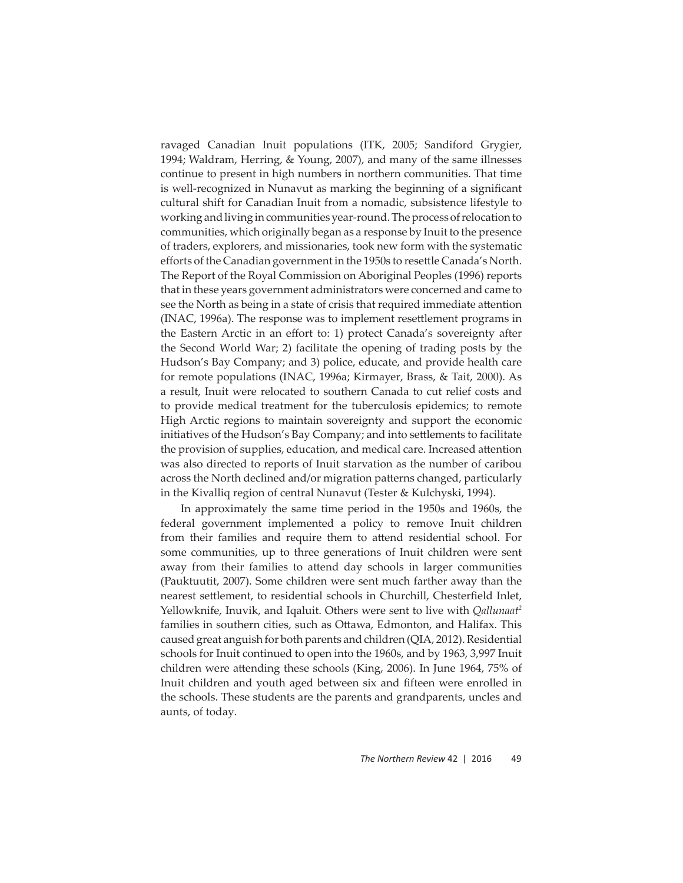ravaged Canadian Inuit populations (ITK, 2005; Sandiford Grygier, 1994; Waldram, Herring, & Young, 2007), and many of the same illnesses continue to present in high numbers in northern communities. That time is well-recognized in Nunavut as marking the beginning of a significant cultural shift for Canadian Inuit from a nomadic, subsistence lifestyle to working and living in communities year-round. The process of relocation to communities, which originally began as a response by Inuit to the presence of traders, explorers, and missionaries, took new form with the systematic efforts of the Canadian government in the 1950s to resettle Canada's North. The Report of the Royal Commission on Aboriginal Peoples (1996) reports that in these years government administrators were concerned and came to see the North as being in a state of crisis that required immediate attention (INAC, 1996a). The response was to implement resettlement programs in the Eastern Arctic in an effort to: 1) protect Canada's sovereignty after the Second World War; 2) facilitate the opening of trading posts by the Hudson's Bay Company; and 3) police, educate, and provide health care for remote populations (INAC, 1996a; Kirmayer, Brass, & Tait, 2000). As a result, Inuit were relocated to southern Canada to cut relief costs and to provide medical treatment for the tuberculosis epidemics; to remote High Arctic regions to maintain sovereignty and support the economic initiatives of the Hudson's Bay Company; and into settlements to facilitate the provision of supplies, education, and medical care. Increased attention was also directed to reports of Inuit starvation as the number of caribou across the North declined and/or migration patterns changed, particularly in the Kivalliq region of central Nunavut (Tester & Kulchyski, 1994).

In approximately the same time period in the 1950s and 1960s, the federal government implemented a policy to remove Inuit children from their families and require them to attend residential school. For some communities, up to three generations of Inuit children were sent away from their families to attend day schools in larger communities (Pauktuutit, 2007). Some children were sent much farther away than the nearest settlement, to residential schools in Churchill, Chesterfield Inlet, Yellowknife, Inuvik, and Iqaluit. Others were sent to live with *Qallunaat*[2] families in southern cities, such as Ottawa, Edmonton, and Halifax. This caused great anguish for both parents and children (QIA, 2012). Residential schools for Inuit continued to open into the 1960s, and by 1963, 3,997 Inuit children were attending these schools (King, 2006). In June 1964, 75% of Inuit children and youth aged between six and fifteen were enrolled in the schools. These students are the parents and grandparents, uncles and aunts, of today.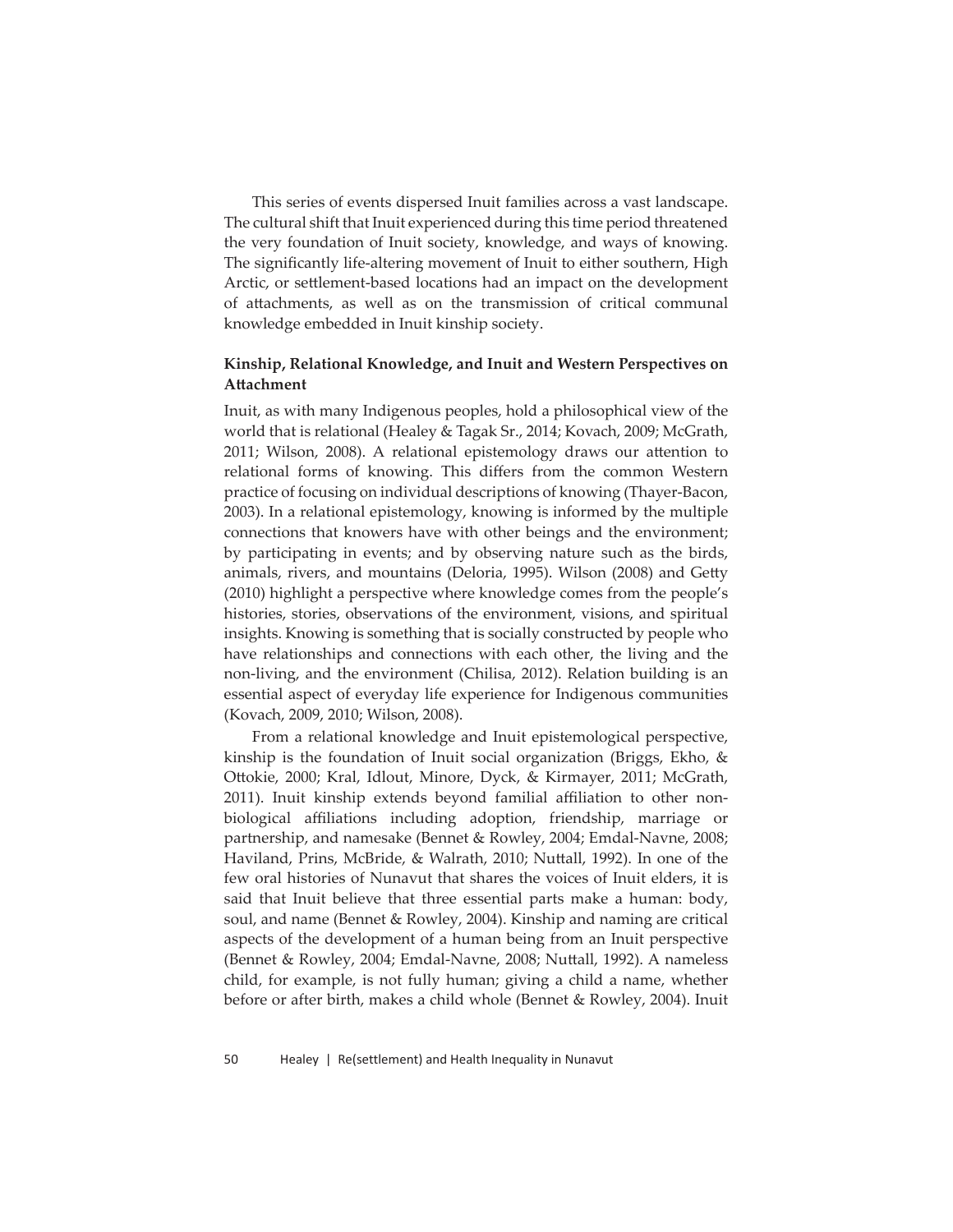This series of events dispersed Inuit families across a vast landscape. The cultural shift that Inuit experienced during this time period threatened the very foundation of Inuit society, knowledge, and ways of knowing. The significantly life-altering movement of Inuit to either southern, High Arctic, or settlement-based locations had an impact on the development of attachments, as well as on the transmission of critical communal knowledge embedded in Inuit kinship society.

**Kinship, Relational Knowledge, and Inuit and Western Perspectives on Attachment**

Inuit, as with many Indigenous peoples, hold a philosophical view of the world that is relational (Healey & Tagak Sr., 2014; Kovach, 2009; McGrath, 2011; Wilson, 2008). A relational epistemology draws our attention to relational forms of knowing. This differs from the common Western practice of focusing on individual descriptions of knowing (Thayer-Bacon, 2003). In a relational epistemology, knowing is informed by the multiple connections that knowers have with other beings and the environment; by participating in events; and by observing nature such as the birds, animals, rivers, and mountains (Deloria, 1995). Wilson (2008) and Getty (2010) highlight a perspective where knowledge comes from the people's histories, stories, observations of the environment, visions, and spiritual insights. Knowing is something that is socially constructed by people who have relationships and connections with each other, the living and the non-living, and the environment (Chilisa, 2012). Relation building is an essential aspect of everyday life experience for Indigenous communities (Kovach, 2009, 2010; Wilson, 2008).

From a relational knowledge and Inuit epistemological perspective, kinship is the foundation of Inuit social organization (Briggs, Ekho, & Ottokie, 2000; Kral, Idlout, Minore, Dyck, & Kirmayer, 2011; McGrath, 2011). Inuit kinship extends beyond familial affiliation to other non-biological affiliations including adoption, friendship, marriage or partnership, and namesake (Bennet & Rowley, 2004; Emdal-Navne, 2008; Haviland, Prins, McBride, & Walrath, 2010; Nuttall, 1992). In one of the few oral histories of Nunavut that shares the voices of Inuit elders, it is said that Inuit believe that three essential parts make a human: body, soul, and name (Bennet & Rowley, 2004). Kinship and naming are critical aspects of the development of a human being from an Inuit perspective (Bennet & Rowley, 2004; Emdal-Navne, 2008; Nuttall, 1992). A nameless child, for example, is not fully human; giving a child a name, whether before or after birth, makes a child whole (Bennet & Rowley, 2004). Inuit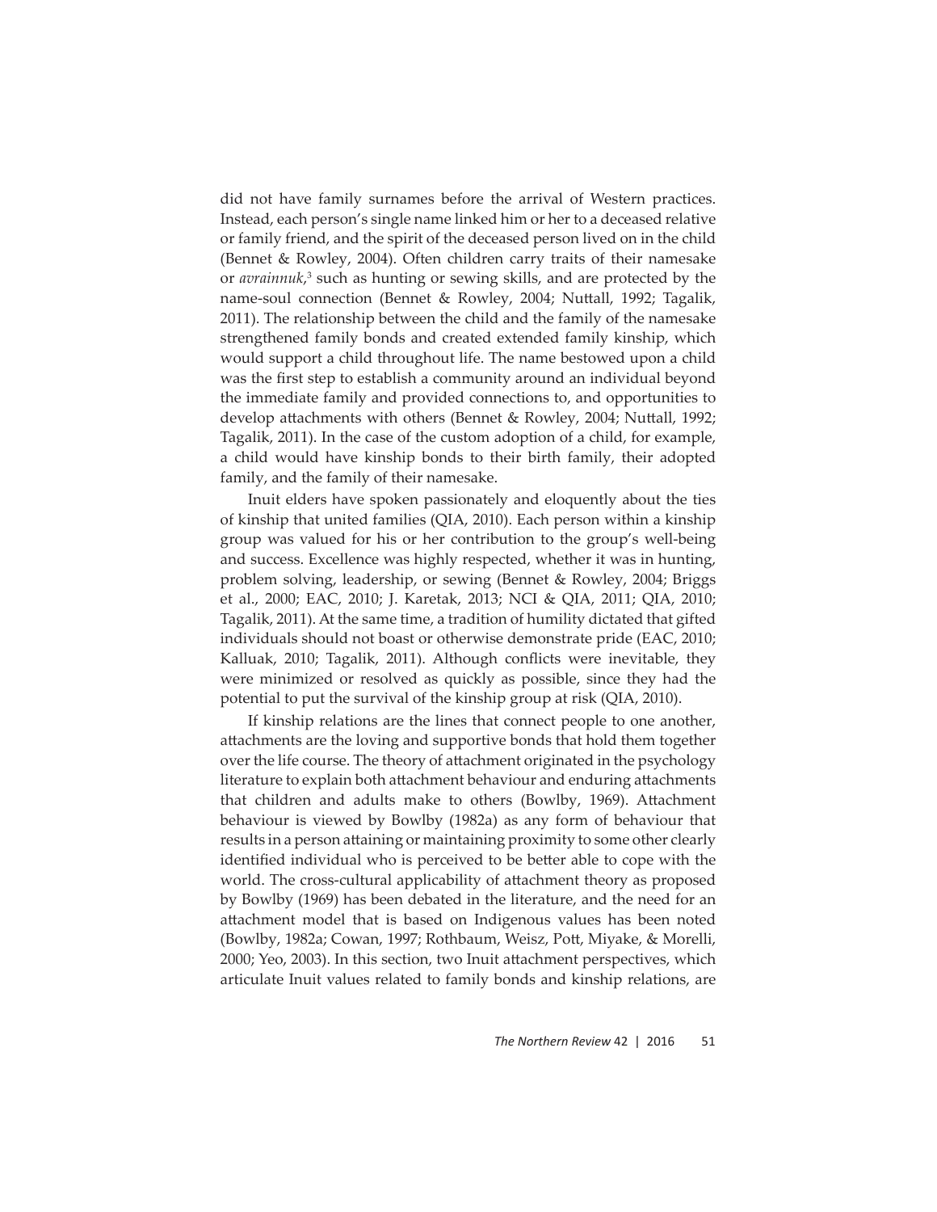did not have family surnames before the arrival of Western practices. Instead, each person's single name linked him or her to a deceased relative or family friend, and the spirit of the deceased person lived on in the child (Bennet & Rowley, 2004). Often children carry traits of their namesake or *avrainnuk*,[3] such as hunting or sewing skills, and are protected by the name-soul connection (Bennet & Rowley, 2004; Nuttall, 1992; Tagalik, 2011). The relationship between the child and the family of the namesake strengthened family bonds and created extended family kinship, which would support a child throughout life. The name bestowed upon a child was the first step to establish a community around an individual beyond the immediate family and provided connections to, and opportunities to develop attachments with others (Bennet & Rowley, 2004; Nuttall, 1992; Tagalik, 2011). In the case of the custom adoption of a child, for example, a child would have kinship bonds to their birth family, their adopted family, and the family of their namesake.

Inuit elders have spoken passionately and eloquently about the ties of kinship that united families (QIA, 2010). Each person within a kinship group was valued for his or her contribution to the group's well-being and success. Excellence was highly respected, whether it was in hunting, problem solving, leadership, or sewing (Bennet & Rowley, 2004; Briggs et al., 2000; EAC, 2010; J. Karetak, 2013; NCI & QIA, 2011; QIA, 2010; Tagalik, 2011). At the same time, a tradition of humility dictated that gifted individuals should not boast or otherwise demonstrate pride (EAC, 2010; Kalluak, 2010; Tagalik, 2011). Although conflicts were inevitable, they were minimized or resolved as quickly as possible, since they had the potential to put the survival of the kinship group at risk (QIA, 2010).

If kinship relations are the lines that connect people to one another, attachments are the loving and supportive bonds that hold them together over the life course. The theory of attachment originated in the psychology literature to explain both attachment behaviour and enduring attachments that children and adults make to others (Bowlby, 1969). Attachment behaviour is viewed by Bowlby (1982a) as any form of behaviour that results in a person attaining or maintaining proximity to some other clearly identified individual who is perceived to be better able to cope with the world. The cross-cultural applicability of attachment theory as proposed by Bowlby (1969) has been debated in the literature, and the need for an attachment model that is based on Indigenous values has been noted (Bowlby, 1982a; Cowan, 1997; Rothbaum, Weisz, Pott, Miyake, & Morelli, 2000; Yeo, 2003). In this section, two Inuit attachment perspectives, which articulate Inuit values related to family bonds and kinship relations, are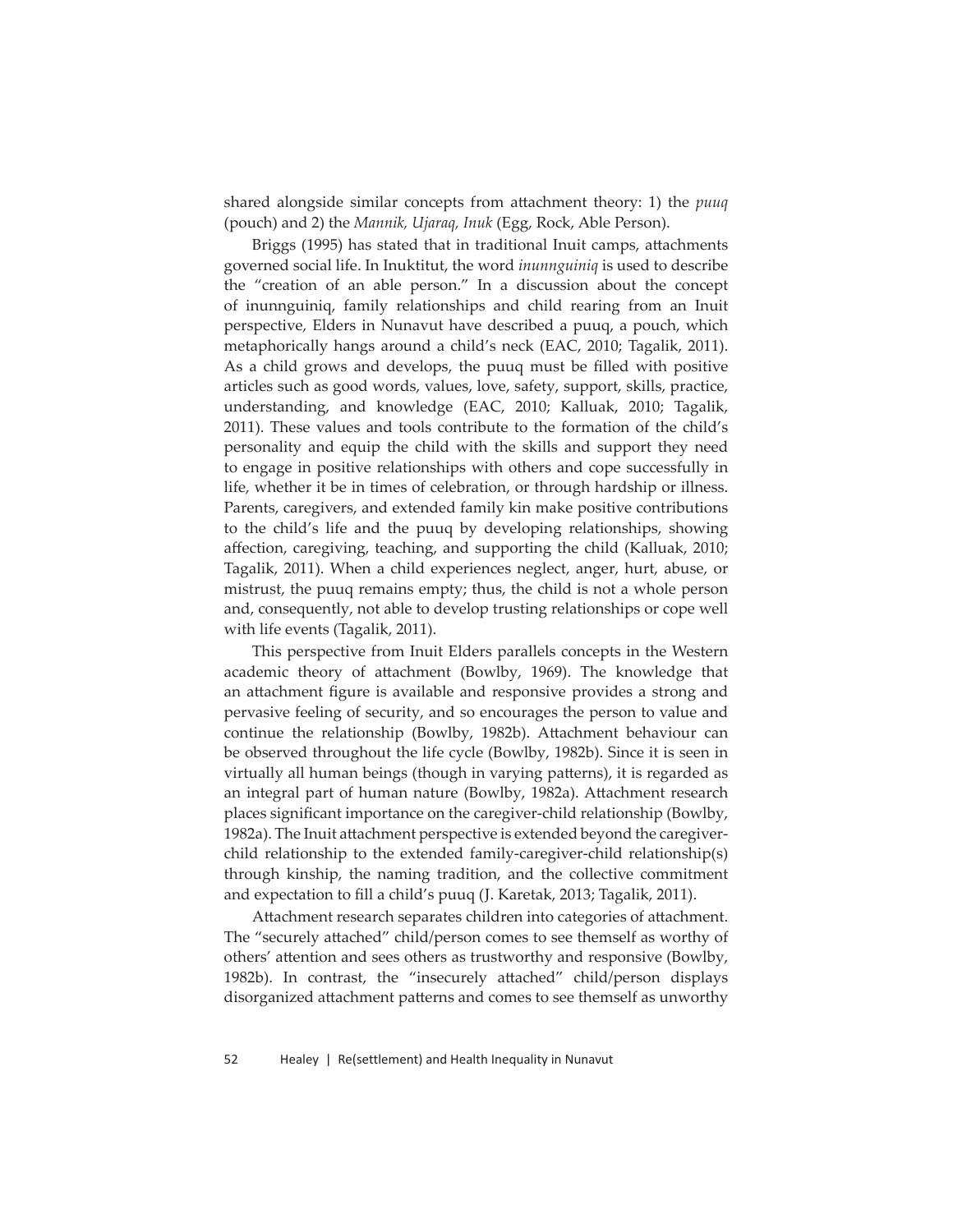shared alongside similar concepts from attachment theory: 1) the *puuq* (pouch) and 2) the *Mannik, Ujaraq, Inuk* (Egg, Rock, Able Person).

Briggs (1995) has stated that in traditional Inuit camps, attachments governed social life. In Inuktitut, the word *inunnguiniq* is used to describe the "creation of an able person." In a discussion about the concept of inunnguiniq, family relationships and child rearing from an Inuit perspective, Elders in Nunavut have described a puuq, a pouch, which metaphorically hangs around a child's neck (EAC, 2010; Tagalik, 2011). As a child grows and develops, the puuq must be filled with positive articles such as good words, values, love, safety, support, skills, practice, understanding, and knowledge (EAC, 2010; Kalluak, 2010; Tagalik, 2011). These values and tools contribute to the formation of the child's personality and equip the child with the skills and support they need to engage in positive relationships with others and cope successfully in life, whether it be in times of celebration, or through hardship or illness. Parents, caregivers, and extended family kin make positive contributions to the child's life and the puuq by developing relationships, showing affection, caregiving, teaching, and supporting the child (Kalluak, 2010; Tagalik, 2011). When a child experiences neglect, anger, hurt, abuse, or mistrust, the puuq remains empty; thus, the child is not a whole person and, consequently, not able to develop trusting relationships or cope well with life events (Tagalik, 2011).

This perspective from Inuit Elders parallels concepts in the Western academic theory of attachment (Bowlby, 1969). The knowledge that an attachment figure is available and responsive provides a strong and pervasive feeling of security, and so encourages the person to value and continue the relationship (Bowlby, 1982b). Attachment behaviour can be observed throughout the life cycle (Bowlby, 1982b). Since it is seen in virtually all human beings (though in varying patterns), it is regarded as an integral part of human nature (Bowlby, 1982a). Attachment research places significant importance on the caregiver-child relationship (Bowlby, 1982a). The Inuit attachment perspective is extended beyond the caregiver-child relationship to the extended family-caregiver-child relationship(s) through kinship, the naming tradition, and the collective commitment and expectation to fill a child's puuq (J. Karetak, 2013; Tagalik, 2011).

Attachment research separates children into categories of attachment. The "securely attached" child/person comes to see themself as worthy of others' attention and sees others as trustworthy and responsive (Bowlby, 1982b). In contrast, the "insecurely attached" child/person displays disorganized attachment patterns and comes to see themself as unworthy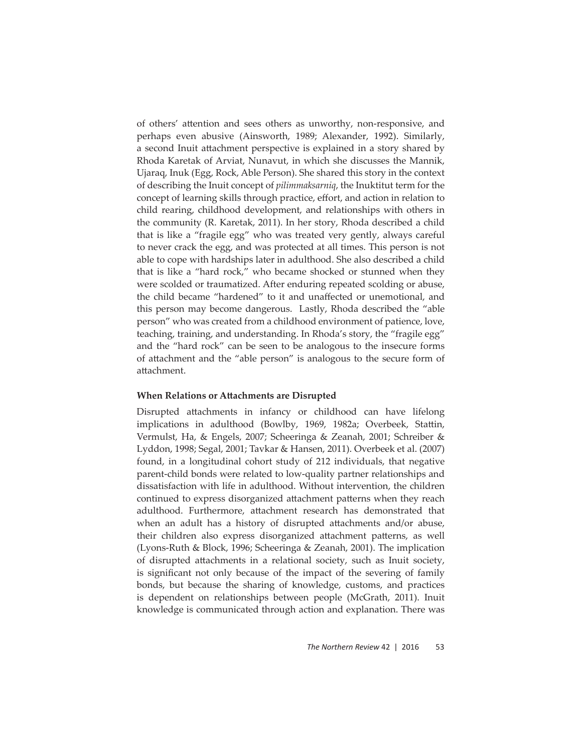of others' attention and sees others as unworthy, non-responsive, and perhaps even abusive (Ainsworth, 1989; Alexander, 1992). Similarly, a second Inuit attachment perspective is explained in a story shared by Rhoda Karetak of Arviat, Nunavut, in which she discusses the Mannik, Ujaraq, Inuk (Egg, Rock, Able Person). She shared this story in the context of describing the Inuit concept of *pilimmaksarniq*, the Inuktitut term for the concept of learning skills through practice, effort, and action in relation to child rearing, childhood development, and relationships with others in the community (R. Karetak, 2011). In her story, Rhoda described a child that is like a "fragile egg" who was treated very gently, always careful to never crack the egg, and was protected at all times. This person is not able to cope with hardships later in adulthood. She also described a child that is like a "hard rock," who became shocked or stunned when they were scolded or traumatized. After enduring repeated scolding or abuse, the child became "hardened" to it and unaffected or unemotional, and this person may become dangerous. Lastly, Rhoda described the "able person" who was created from a childhood environment of patience, love, teaching, training, and understanding. In Rhoda's story, the "fragile egg" and the "hard rock" can be seen to be analogous to the insecure forms of attachment and the "able person" is analogous to the secure form of attachment.

**When Relations or Attachments are Disrupted**

Disrupted attachments in infancy or childhood can have lifelong implications in adulthood (Bowlby, 1969, 1982a; Overbeek, Stattin, Vermulst, Ha, & Engels, 2007; Scheeringa & Zeanah, 2001; Schreiber & Lyddon, 1998; Segal, 2001; Tavkar & Hansen, 2011). Overbeek et al. (2007) found, in a longitudinal cohort study of 212 individuals, that negative parent-child bonds were related to low-quality partner relationships and dissatisfaction with life in adulthood. Without intervention, the children continued to express disorganized attachment patterns when they reach adulthood. Furthermore, attachment research has demonstrated that when an adult has a history of disrupted attachments and/or abuse, their children also express disorganized attachment patterns, as well (Lyons-Ruth & Block, 1996; Scheeringa & Zeanah, 2001). The implication of disrupted attachments in a relational society, such as Inuit society, is significant not only because of the impact of the severing of family bonds, but because the sharing of knowledge, customs, and practices is dependent on relationships between people (McGrath, 2011). Inuit knowledge is communicated through action and explanation. There was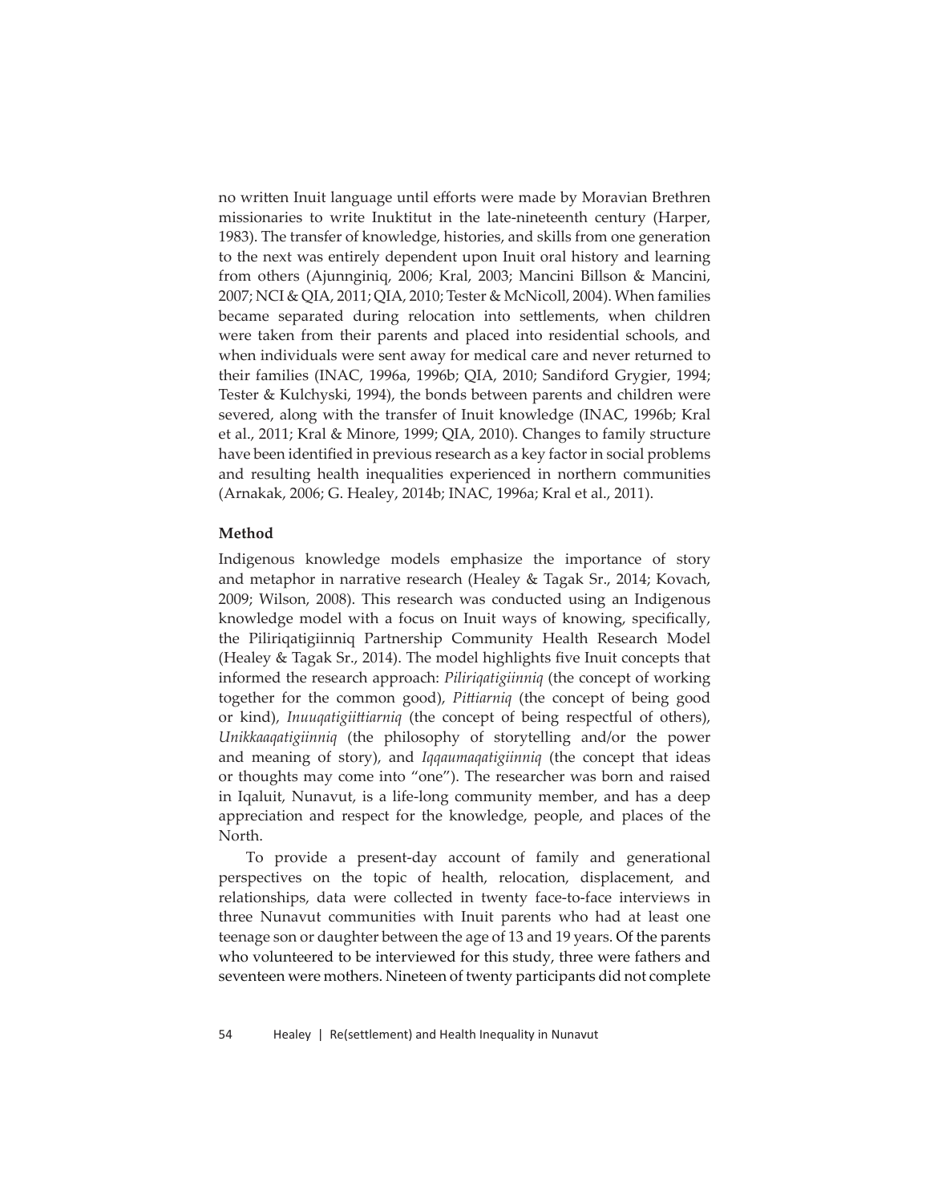no written Inuit language until efforts were made by Moravian Brethren missionaries to write Inuktitut in the late-nineteenth century (Harper, 1983). The transfer of knowledge, histories, and skills from one generation to the next was entirely dependent upon Inuit oral history and learning from others (Ajunnginiq, 2006; Kral, 2003; Mancini Billson & Mancini, 2007; NCI & QIA, 2011; QIA, 2010; Tester & McNicoll, 2004). When families became separated during relocation into settlements, when children were taken from their parents and placed into residential schools, and when individuals were sent away for medical care and never returned to their families (INAC, 1996a, 1996b; QIA, 2010; Sandiford Grygier, 1994; Tester & Kulchyski, 1994), the bonds between parents and children were severed, along with the transfer of Inuit knowledge (INAC, 1996b; Kral et al., 2011; Kral & Minore, 1999; QIA, 2010). Changes to family structure have been identified in previous research as a key factor in social problems and resulting health inequalities experienced in northern communities (Arnakak, 2006; G. Healey, 2014b; INAC, 1996a; Kral et al., 2011).

### Method

Indigenous knowledge models emphasize the importance of story and metaphor in narrative research (Healey & Tagak Sr., 2014; Kovach, 2009; Wilson, 2008). This research was conducted using an Indigenous knowledge model with a focus on Inuit ways of knowing, specifically, the Piliriqatigiinniq Partnership Community Health Research Model (Healey & Tagak Sr., 2014). The model highlights five Inuit concepts that informed the research approach: *Piliriqatigiinniq* (the concept of working together for the common good), *Pittiarniq* (the concept of being good or kind), *Inuuqatigiittiarniq* (the concept of being respectful of others), *Unikkaaqatigiinniq* (the philosophy of storytelling and/or the power and meaning of story), and *Iqqaumaqatigiinniq* (the concept that ideas or thoughts may come into "one"). The researcher was born and raised in Iqaluit, Nunavut, is a life-long community member, and has a deep appreciation and respect for the knowledge, people, and places of the North.

To provide a present-day account of family and generational perspectives on the topic of health, relocation, displacement, and relationships, data were collected in twenty face-to-face interviews in three Nunavut communities with Inuit parents who had at least one teenage son or daughter between the age of 13 and 19 years. Of the parents who volunteered to be interviewed for this study, three were fathers and seventeen were mothers. Nineteen of twenty participants did not complete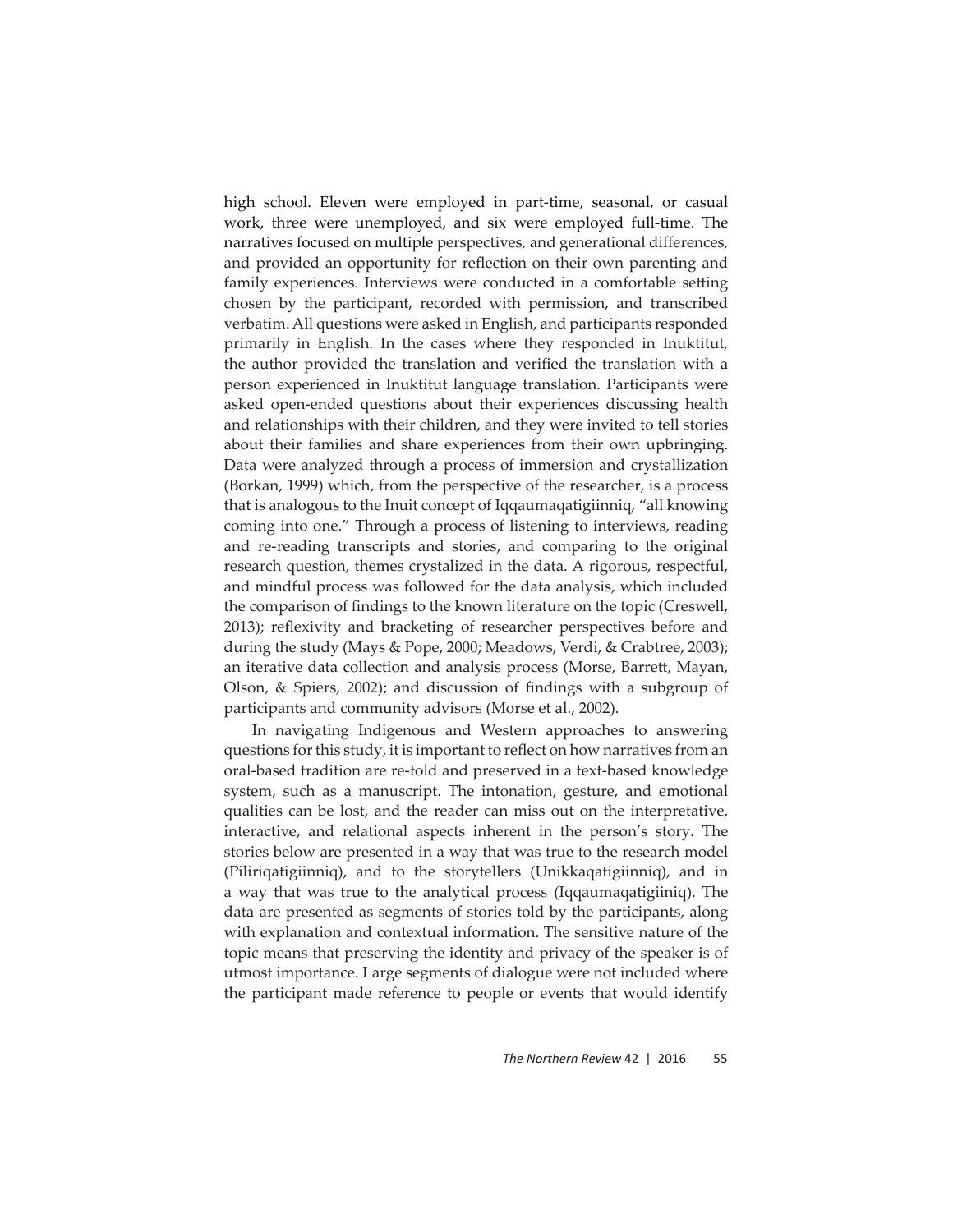high school. Eleven were employed in part-time, seasonal, or casual work, three were unemployed, and six were employed full-time. The narratives focused on multiple perspectives, and generational differences, and provided an opportunity for reflection on their own parenting and family experiences. Interviews were conducted in a comfortable setting chosen by the participant, recorded with permission, and transcribed verbatim. All questions were asked in English, and participants responded primarily in English. In the cases where they responded in Inuktitut, the author provided the translation and verified the translation with a person experienced in Inuktitut language translation. Participants were asked open-ended questions about their experiences discussing health and relationships with their children, and they were invited to tell stories about their families and share experiences from their own upbringing. Data were analyzed through a process of immersion and crystallization (Borkan, 1999) which, from the perspective of the researcher, is a process that is analogous to the Inuit concept of Iqqaumaqatigiinniq, "all knowing coming into one." Through a process of listening to interviews, reading and re-reading transcripts and stories, and comparing to the original research question, themes crystalized in the data. A rigorous, respectful, and mindful process was followed for the data analysis, which included the comparison of findings to the known literature on the topic (Creswell, 2013); reflexivity and bracketing of researcher perspectives before and during the study (Mays & Pope, 2000; Meadows, Verdi, & Crabtree, 2003); an iterative data collection and analysis process (Morse, Barrett, Mayan, Olson, & Spiers, 2002); and discussion of findings with a subgroup of participants and community advisors (Morse et al., 2002).

In navigating Indigenous and Western approaches to answering questions for this study, it is important to reflect on how narratives from an oral-based tradition are re-told and preserved in a text-based knowledge system, such as a manuscript. The intonation, gesture, and emotional qualities can be lost, and the reader can miss out on the interpretative, interactive, and relational aspects inherent in the person's story. The stories below are presented in a way that was true to the research model (Piliriqatigiinniq), and to the storytellers (Unikkaqatigiinniq), and in a way that was true to the analytical process (Iqqaumaqatigiiniq). The data are presented as segments of stories told by the participants, along with explanation and contextual information. The sensitive nature of the topic means that preserving the identity and privacy of the speaker is of utmost importance. Large segments of dialogue were not included where the participant made reference to people or events that would identify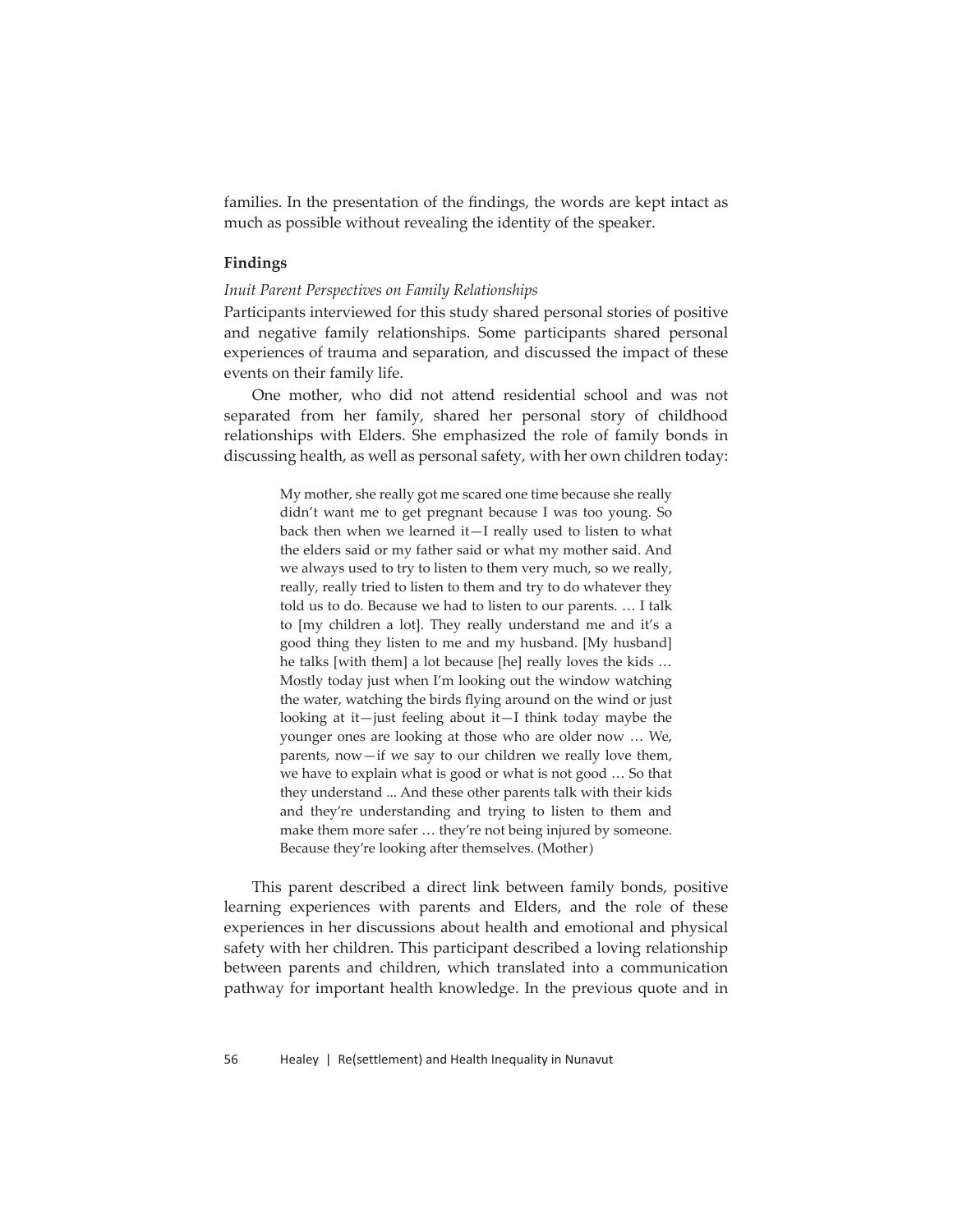families. In the presentation of the findings, the words are kept intact as much as possible without revealing the identity of the speaker.

## Findings

### *Inuit Parent Perspectives on Family Relationships*

Participants interviewed for this study shared personal stories of positive and negative family relationships. Some participants shared personal experiences of trauma and separation, and discussed the impact of these events on their family life.

One mother, who did not attend residential school and was not separated from her family, shared her personal story of childhood relationships with Elders. She emphasized the role of family bonds in discussing health, as well as personal safety, with her own children today:

> My mother, she really got me scared one time because she really didn't want me to get pregnant because I was too young. So back then when we learned it—I really used to listen to what the elders said or my father said or what my mother said. And we always used to try to listen to them very much, so we really, really, really tried to listen to them and try to do whatever they told us to do. Because we had to listen to our parents. … I talk to [my children a lot]. They really understand me and it's a good thing they listen to me and my husband. [My husband] he talks [with them] a lot because [he] really loves the kids … Mostly today just when I'm looking out the window watching the water, watching the birds flying around on the wind or just looking at it—just feeling about it—I think today maybe the younger ones are looking at those who are older now … We, parents, now—if we say to our children we really love them, we have to explain what is good or what is not good … So that they understand ... And these other parents talk with their kids and they're understanding and trying to listen to them and make them more safer … they're not being injured by someone. Because they're looking after themselves. (Mother)

This parent described a direct link between family bonds, positive learning experiences with parents and Elders, and the role of these experiences in her discussions about health and emotional and physical safety with her children. This participant described a loving relationship between parents and children, which translated into a communication pathway for important health knowledge. In the previous quote and in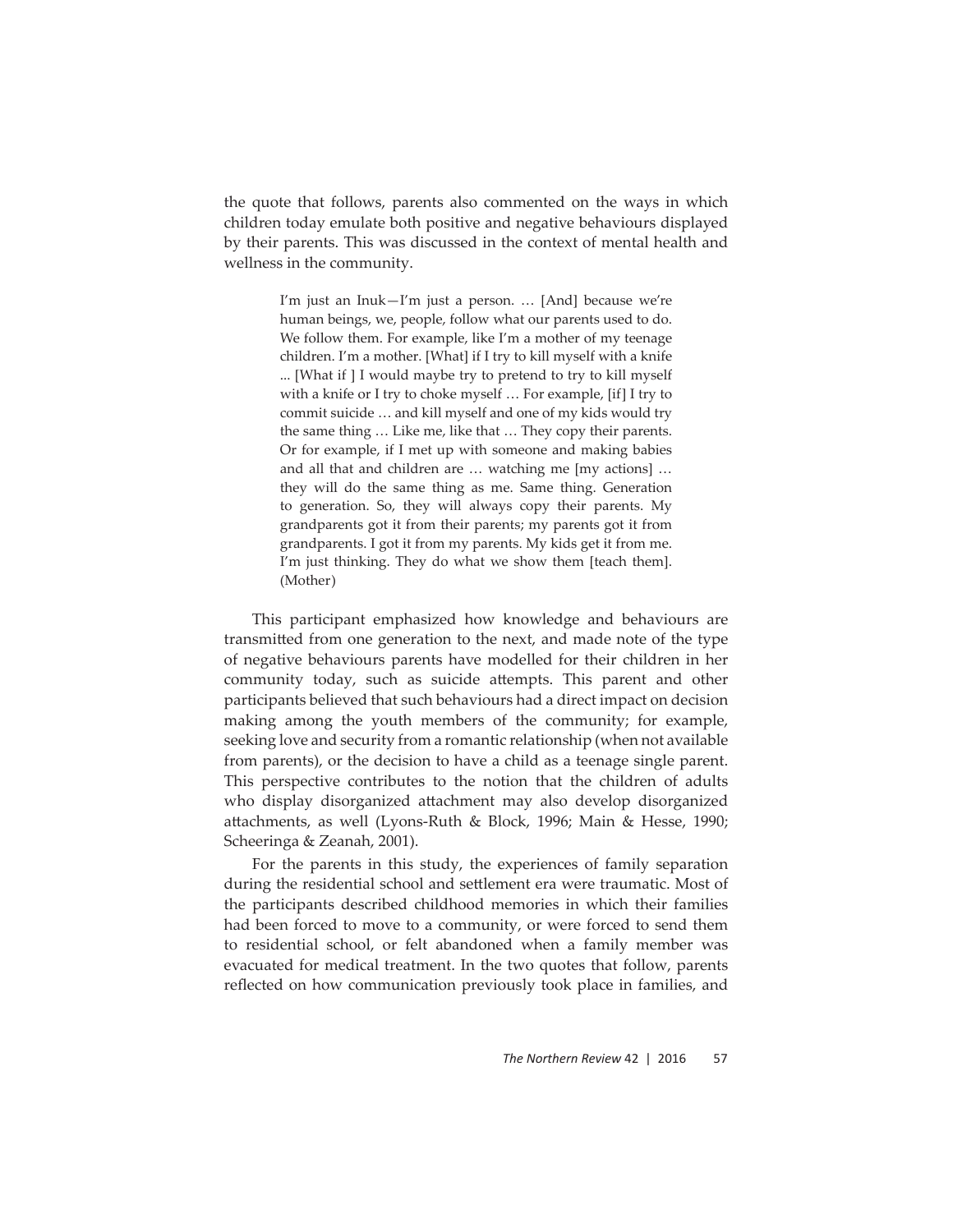the quote that follows, parents also commented on the ways in which children today emulate both positive and negative behaviours displayed by their parents. This was discussed in the context of mental health and wellness in the community.

> I'm just an Inuk—I'm just a person. … [And] because we're human beings, we, people, follow what our parents used to do. We follow them. For example, like I'm a mother of my teenage children. I'm a mother. [What] if I try to kill myself with a knife ... [What if ] I would maybe try to pretend to try to kill myself with a knife or I try to choke myself … For example, [if] I try to commit suicide … and kill myself and one of my kids would try the same thing … Like me, like that … They copy their parents. Or for example, if I met up with someone and making babies and all that and children are … watching me [my actions] … they will do the same thing as me. Same thing. Generation to generation. So, they will always copy their parents. My grandparents got it from their parents; my parents got it from grandparents. I got it from my parents. My kids get it from me. I'm just thinking. They do what we show them [teach them]. (Mother)

This participant emphasized how knowledge and behaviours are transmitted from one generation to the next, and made note of the type of negative behaviours parents have modelled for their children in her community today, such as suicide attempts. This parent and other participants believed that such behaviours had a direct impact on decision making among the youth members of the community; for example, seeking love and security from a romantic relationship (when not available from parents), or the decision to have a child as a teenage single parent. This perspective contributes to the notion that the children of adults who display disorganized attachment may also develop disorganized attachments, as well (Lyons-Ruth & Block, 1996; Main & Hesse, 1990; Scheeringa & Zeanah, 2001).

For the parents in this study, the experiences of family separation during the residential school and settlement era were traumatic. Most of the participants described childhood memories in which their families had been forced to move to a community, or were forced to send them to residential school, or felt abandoned when a family member was evacuated for medical treatment. In the two quotes that follow, parents reflected on how communication previously took place in families, and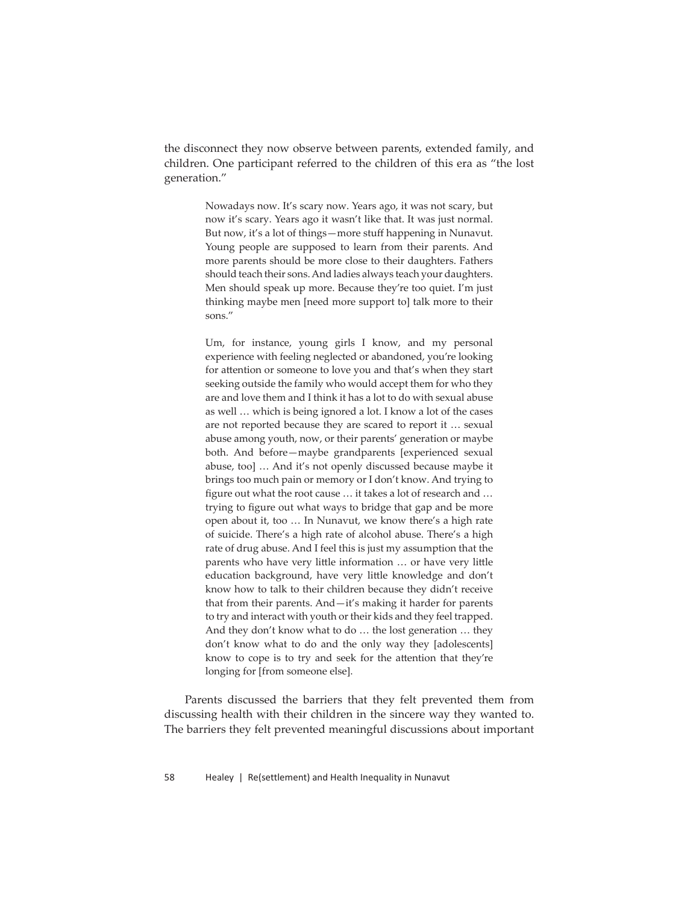the disconnect they now observe between parents, extended family, and children. One participant referred to the children of this era as "the lost generation."

> Nowadays now. It's scary now. Years ago, it was not scary, but now it's scary. Years ago it wasn't like that. It was just normal. But now, it's a lot of things—more stuff happening in Nunavut. Young people are supposed to learn from their parents. And more parents should be more close to their daughters. Fathers should teach their sons. And ladies always teach your daughters. Men should speak up more. Because they're too quiet. I'm just thinking maybe men [need more support to] talk more to their sons."
>
> Um, for instance, young girls I know, and my personal experience with feeling neglected or abandoned, you're looking for attention or someone to love you and that's when they start seeking outside the family who would accept them for who they are and love them and I think it has a lot to do with sexual abuse as well … which is being ignored a lot. I know a lot of the cases are not reported because they are scared to report it … sexual abuse among youth, now, or their parents' generation or maybe both. And before—maybe grandparents [experienced sexual abuse, too] … And it's not openly discussed because maybe it brings too much pain or memory or I don't know. And trying to figure out what the root cause … it takes a lot of research and … trying to figure out what ways to bridge that gap and be more open about it, too … In Nunavut, we know there's a high rate of suicide. There's a high rate of alcohol abuse. There's a high rate of drug abuse. And I feel this is just my assumption that the parents who have very little information … or have very little education background, have very little knowledge and don't know how to talk to their children because they didn't receive that from their parents. And—it's making it harder for parents to try and interact with youth or their kids and they feel trapped. And they don't know what to do … the lost generation … they don't know what to do and the only way they [adolescents] know to cope is to try and seek for the attention that they're longing for [from someone else].

Parents discussed the barriers that they felt prevented them from discussing health with their children in the sincere way they wanted to. The barriers they felt prevented meaningful discussions about important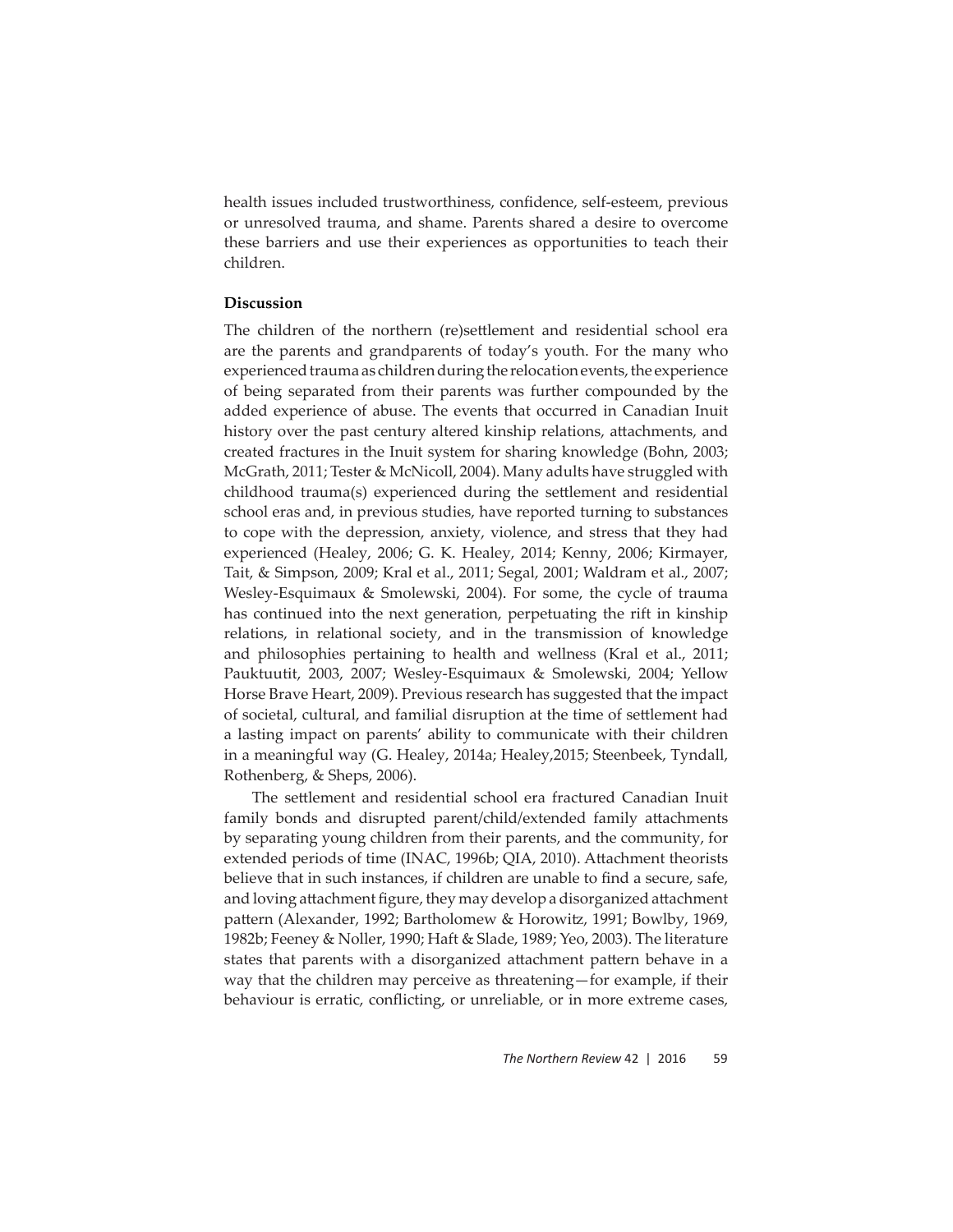health issues included trustworthiness, confidence, self-esteem, previous or unresolved trauma, and shame. Parents shared a desire to overcome these barriers and use their experiences as opportunities to teach their children.

## Discussion

The children of the northern (re)settlement and residential school era are the parents and grandparents of today's youth. For the many who experienced trauma as children during the relocation events, the experience of being separated from their parents was further compounded by the added experience of abuse. The events that occurred in Canadian Inuit history over the past century altered kinship relations, attachments, and created fractures in the Inuit system for sharing knowledge (Bohn, 2003; McGrath, 2011; Tester & McNicoll, 2004). Many adults have struggled with childhood trauma(s) experienced during the settlement and residential school eras and, in previous studies, have reported turning to substances to cope with the depression, anxiety, violence, and stress that they had experienced (Healey, 2006; G. K. Healey, 2014; Kenny, 2006; Kirmayer, Tait, & Simpson, 2009; Kral et al., 2011; Segal, 2001; Waldram et al., 2007; Wesley-Esquimaux & Smolewski, 2004). For some, the cycle of trauma has continued into the next generation, perpetuating the rift in kinship relations, in relational society, and in the transmission of knowledge and philosophies pertaining to health and wellness (Kral et al., 2011; Pauktuutit, 2003, 2007; Wesley-Esquimaux & Smolewski, 2004; Yellow Horse Brave Heart, 2009). Previous research has suggested that the impact of societal, cultural, and familial disruption at the time of settlement had a lasting impact on parents' ability to communicate with their children in a meaningful way (G. Healey, 2014a; Healey,2015; Steenbeek, Tyndall, Rothenberg, & Sheps, 2006).

The settlement and residential school era fractured Canadian Inuit family bonds and disrupted parent/child/extended family attachments by separating young children from their parents, and the community, for extended periods of time (INAC, 1996b; QIA, 2010). Attachment theorists believe that in such instances, if children are unable to find a secure, safe, and loving attachment figure, they may develop a disorganized attachment pattern (Alexander, 1992; Bartholomew & Horowitz, 1991; Bowlby, 1969, 1982b; Feeney & Noller, 1990; Haft & Slade, 1989; Yeo, 2003). The literature states that parents with a disorganized attachment pattern behave in a way that the children may perceive as threatening—for example, if their behaviour is erratic, conflicting, or unreliable, or in more extreme cases,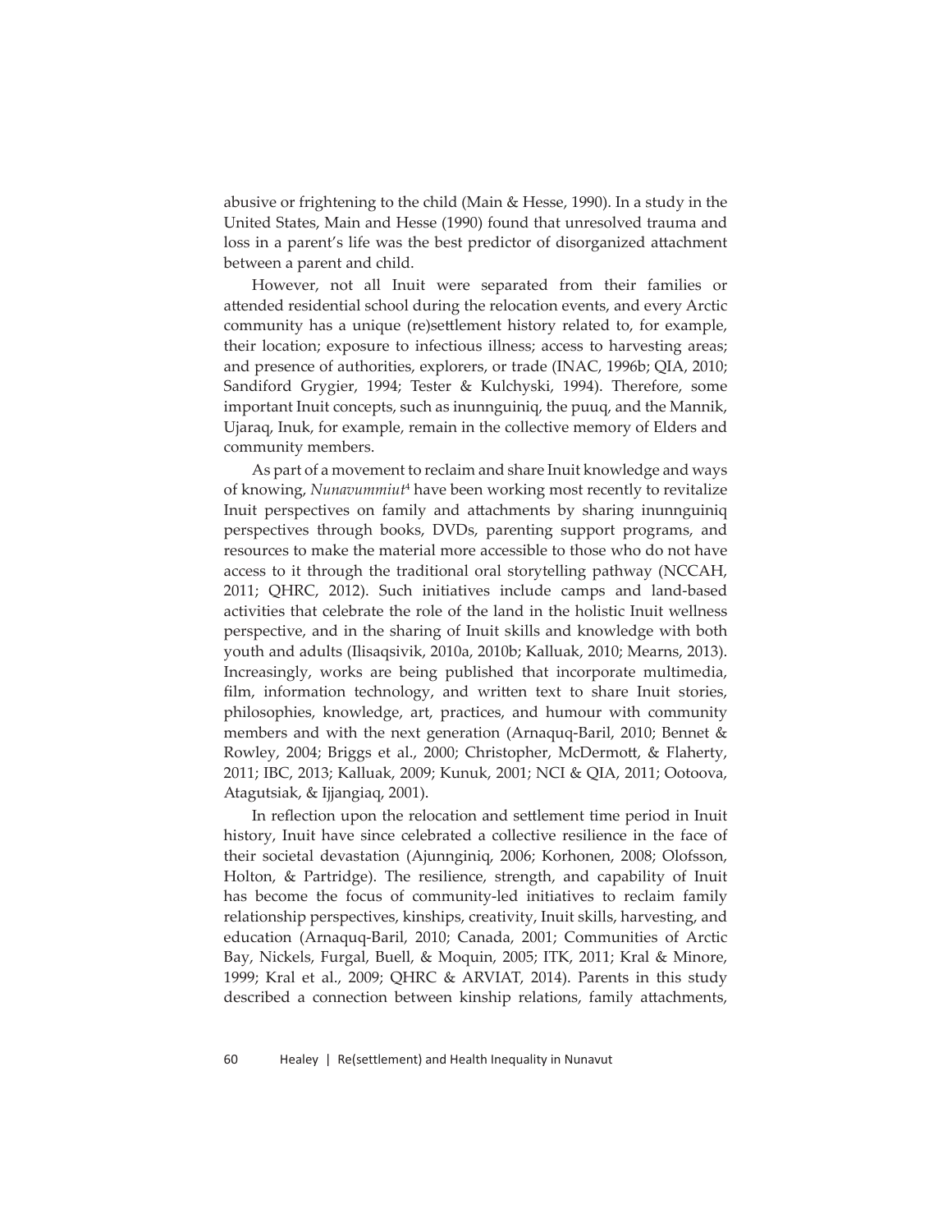abusive or frightening to the child (Main & Hesse, 1990). In a study in the United States, Main and Hesse (1990) found that unresolved trauma and loss in a parent's life was the best predictor of disorganized attachment between a parent and child.

However, not all Inuit were separated from their families or attended residential school during the relocation events, and every Arctic community has a unique (re)settlement history related to, for example, their location; exposure to infectious illness; access to harvesting areas; and presence of authorities, explorers, or trade (INAC, 1996b; QIA, 2010; Sandiford Grygier, 1994; Tester & Kulchyski, 1994). Therefore, some important Inuit concepts, such as inunnguiniq, the puuq, and the Mannik, Ujaraq, Inuk, for example, remain in the collective memory of Elders and community members.

As part of a movement to reclaim and share Inuit knowledge and ways of knowing, *Nunavummiut*[4] have been working most recently to revitalize Inuit perspectives on family and attachments by sharing inunnguiniq perspectives through books, DVDs, parenting support programs, and resources to make the material more accessible to those who do not have access to it through the traditional oral storytelling pathway (NCCAH, 2011; QHRC, 2012). Such initiatives include camps and land-based activities that celebrate the role of the land in the holistic Inuit wellness perspective, and in the sharing of Inuit skills and knowledge with both youth and adults (Ilisaqsivik, 2010a, 2010b; Kalluak, 2010; Mearns, 2013). Increasingly, works are being published that incorporate multimedia, film, information technology, and written text to share Inuit stories, philosophies, knowledge, art, practices, and humour with community members and with the next generation (Arnaquq-Baril, 2010; Bennet & Rowley, 2004; Briggs et al., 2000; Christopher, McDermott, & Flaherty, 2011; IBC, 2013; Kalluak, 2009; Kunuk, 2001; NCI & QIA, 2011; Ootoova, Atagutsiak, & Ijjangiaq, 2001).

In reflection upon the relocation and settlement time period in Inuit history, Inuit have since celebrated a collective resilience in the face of their societal devastation (Ajunnginiq, 2006; Korhonen, 2008; Olofsson, Holton, & Partridge). The resilience, strength, and capability of Inuit has become the focus of community-led initiatives to reclaim family relationship perspectives, kinships, creativity, Inuit skills, harvesting, and education (Arnaquq-Baril, 2010; Canada, 2001; Communities of Arctic Bay, Nickels, Furgal, Buell, & Moquin, 2005; ITK, 2011; Kral & Minore, 1999; Kral et al., 2009; QHRC & ARVIAT, 2014). Parents in this study described a connection between kinship relations, family attachments,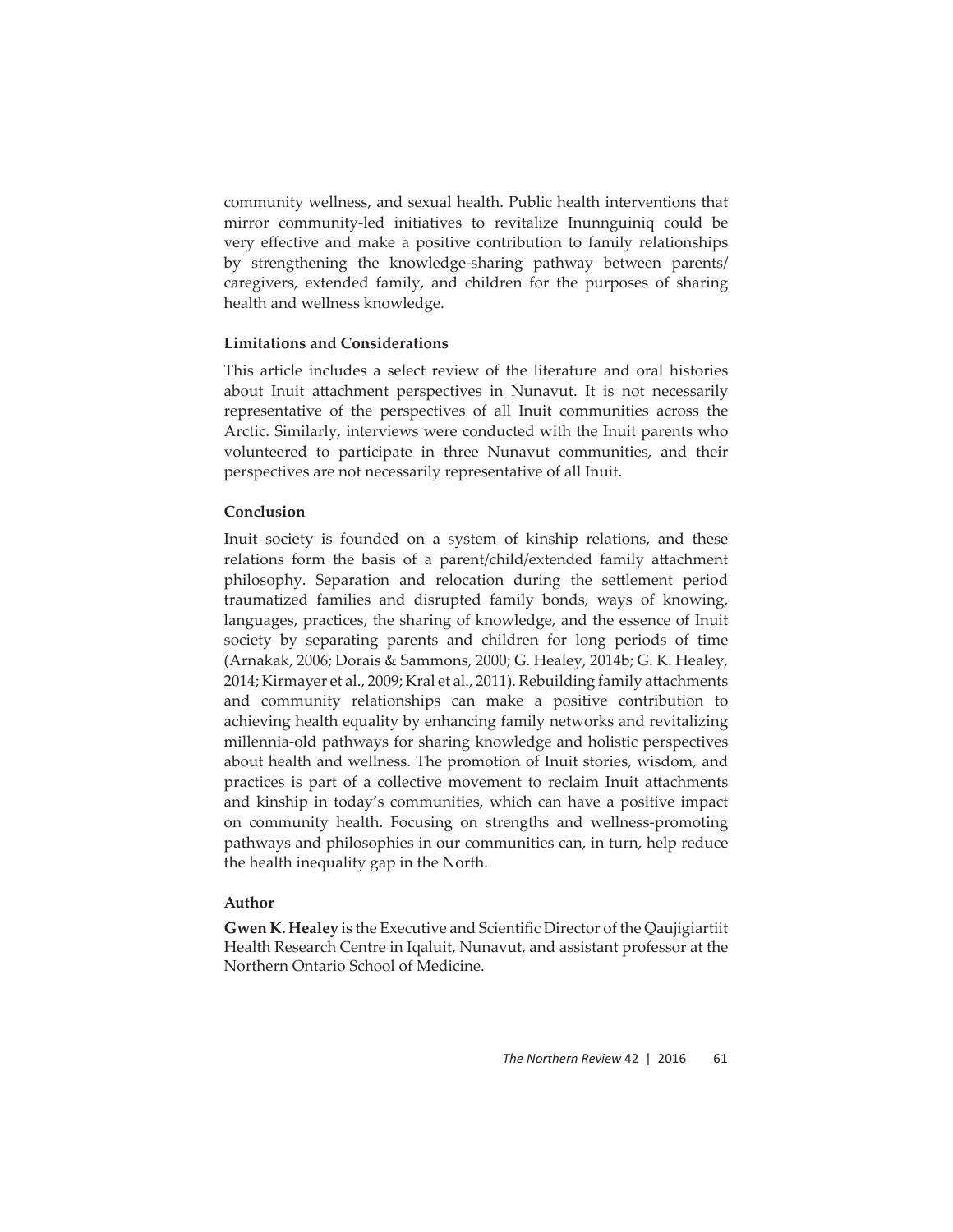community wellness, and sexual health. Public health interventions that mirror community-led initiatives to revitalize Inunnguiniq could be very effective and make a positive contribution to family relationships by strengthening the knowledge-sharing pathway between parents/caregivers, extended family, and children for the purposes of sharing health and wellness knowledge.

### Limitations and Considerations

This article includes a select review of the literature and oral histories about Inuit attachment perspectives in Nunavut. It is not necessarily representative of the perspectives of all Inuit communities across the Arctic. Similarly, interviews were conducted with the Inuit parents who volunteered to participate in three Nunavut communities, and their perspectives are not necessarily representative of all Inuit.

### Conclusion

Inuit society is founded on a system of kinship relations, and these relations form the basis of a parent/child/extended family attachment philosophy. Separation and relocation during the settlement period traumatized families and disrupted family bonds, ways of knowing, languages, practices, the sharing of knowledge, and the essence of Inuit society by separating parents and children for long periods of time (Arnakak, 2006; Dorais & Sammons, 2000; G. Healey, 2014b; G. K. Healey, 2014; Kirmayer et al., 2009; Kral et al., 2011). Rebuilding family attachments and community relationships can make a positive contribution to achieving health equality by enhancing family networks and revitalizing millennia-old pathways for sharing knowledge and holistic perspectives about health and wellness. The promotion of Inuit stories, wisdom, and practices is part of a collective movement to reclaim Inuit attachments and kinship in today's communities, which can have a positive impact on community health. Focusing on strengths and wellness-promoting pathways and philosophies in our communities can, in turn, help reduce the health inequality gap in the North.

### Author

**Gwen K. Healey** is the Executive and Scientific Director of the Qaujigiartiit Health Research Centre in Iqaluit, Nunavut, and assistant professor at the Northern Ontario School of Medicine.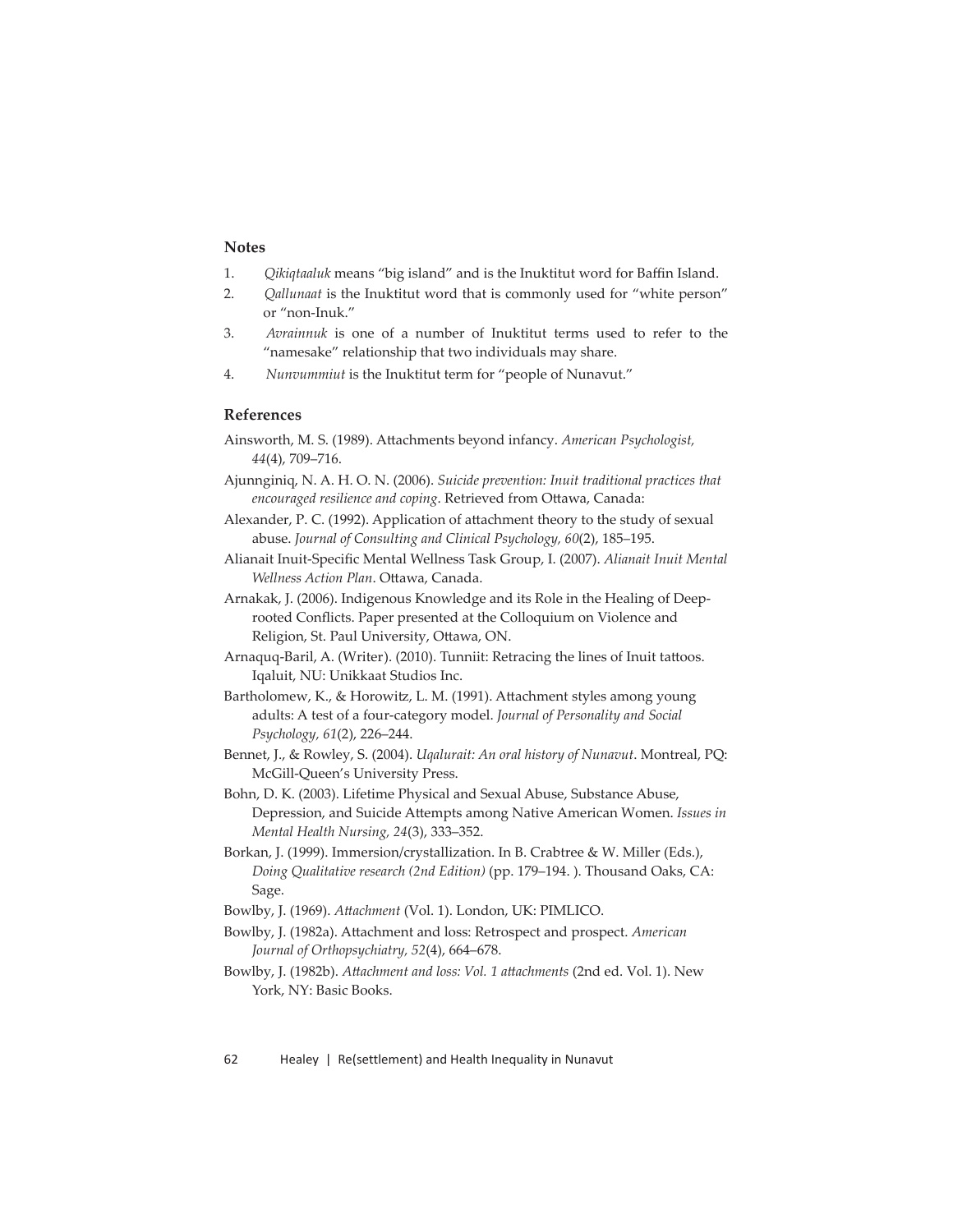## Notes

1. *Qikiqtaaluk* means "big island" and is the Inuktitut word for Baffin Island.
2. *Qallunaat* is the Inuktitut word that is commonly used for "white person" or "non-Inuk."
3. *Avrainnuk* is one of a number of Inuktitut terms used to refer to the "namesake" relationship that two individuals may share.
4. *Nunvummiut* is the Inuktitut term for "people of Nunavut."

## References

Ainsworth, M. S. (1989). Attachments beyond infancy. *American Psychologist, 44*(4), 709–716.

Ajunnginiq, N. A. H. O. N. (2006). *Suicide prevention: Inuit traditional practices that encouraged resilience and coping*. Retrieved from Ottawa, Canada:

Alexander, P. C. (1992). Application of attachment theory to the study of sexual abuse. *Journal of Consulting and Clinical Psychology, 60*(2), 185–195.

Alianait Inuit-Specific Mental Wellness Task Group, I. (2007). *Alianait Inuit Mental Wellness Action Plan*. Ottawa, Canada.

Arnakak, J. (2006). Indigenous Knowledge and its Role in the Healing of Deep-rooted Conflicts. Paper presented at the Colloquium on Violence and Religion, St. Paul University, Ottawa, ON.

Arnaquq-Baril, A. (Writer). (2010). Tunniit: Retracing the lines of Inuit tattoos. Iqaluit, NU: Unikkaat Studios Inc.

Bartholomew, K., & Horowitz, L. M. (1991). Attachment styles among young adults: A test of a four-category model. *Journal of Personality and Social Psychology, 61*(2), 226–244.

Bennet, J., & Rowley, S. (2004). *Uqalurait: An oral history of Nunavut*. Montreal, PQ: McGill-Queen's University Press.

Bohn, D. K. (2003). Lifetime Physical and Sexual Abuse, Substance Abuse, Depression, and Suicide Attempts among Native American Women. *Issues in Mental Health Nursing, 24*(3), 333–352.

Borkan, J. (1999). Immersion/crystallization. In B. Crabtree & W. Miller (Eds.), *Doing Qualitative research (2nd Edition)* (pp. 179–194. ). Thousand Oaks, CA: Sage.

Bowlby, J. (1969). *Attachment* (Vol. 1). London, UK: PIMLICO.

Bowlby, J. (1982a). Attachment and loss: Retrospect and prospect. *American Journal of Orthopsychiatry, 52*(4), 664–678.

Bowlby, J. (1982b). *Attachment and loss: Vol. 1 attachments* (2nd ed. Vol. 1). New York, NY: Basic Books.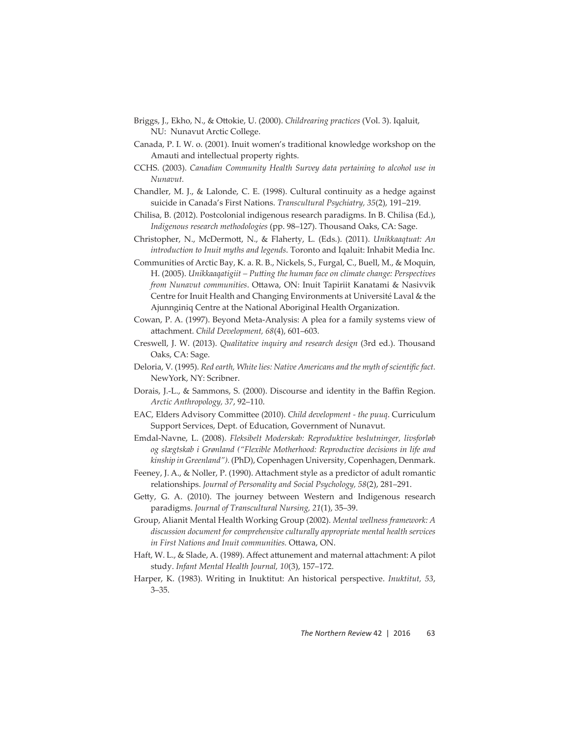Briggs, J., Ekho, N., & Ottokie, U. (2000). *Childrearing practices* (Vol. 3). Iqaluit, NU: Nunavut Arctic College.

Canada, P. I. W. o. (2001). Inuit women's traditional knowledge workshop on the Amauti and intellectual property rights.

CCHS. (2003). *Canadian Community Health Survey data pertaining to alcohol use in Nunavut.*

Chandler, M. J., & Lalonde, C. E. (1998). Cultural continuity as a hedge against suicide in Canada's First Nations. *Transcultural Psychiatry, 35*(2), 191–219.

Chilisa, B. (2012). Postcolonial indigenous research paradigms. In B. Chilisa (Ed.), *Indigenous research methodologies* (pp. 98–127). Thousand Oaks, CA: Sage.

Christopher, N., McDermott, N., & Flaherty, L. (Eds.). (2011). *Unikkaaqtuat: An introduction to Inuit myths and legends*. Toronto and Iqaluit: Inhabit Media Inc.

Communities of Arctic Bay, K. a. R. B., Nickels, S., Furgal, C., Buell, M., & Moquin, H. (2005). *Unikkaaqatigiit – Putting the human face on climate change: Perspectives from Nunavut communities*. Ottawa, ON: Inuit Tapiriit Kanatami & Nasivvik Centre for Inuit Health and Changing Environments at Université Laval & the Ajunnginiq Centre at the National Aboriginal Health Organization.

Cowan, P. A. (1997). Beyond Meta-Analysis: A plea for a family systems view of attachment. *Child Development, 68*(4), 601–603.

Creswell, J. W. (2013). *Qualitative inquiry and research design* (3rd ed.). Thousand Oaks, CA: Sage.

Deloria, V. (1995). *Red earth, White lies: Native Americans and the myth of scientific fact.* NewYork, NY: Scribner.

Dorais, J.-L., & Sammons, S. (2000). Discourse and identity in the Baffin Region. *Arctic Anthropology, 37*, 92–110.

EAC, Elders Advisory Committee (2010). *Child development - the puuq*. Curriculum Support Services, Dept. of Education, Government of Nunavut.

Emdal-Navne, L. (2008). *Fleksibelt Moderskab: Reproduktive beslutninger, livsforløb og slægtskab i Grønland ("Flexible Motherhood: Reproductive decisions in life and kinship in Greenland").* (PhD), Copenhagen University, Copenhagen, Denmark.

Feeney, J. A., & Noller, P. (1990). Attachment style as a predictor of adult romantic relationships. *Journal of Personality and Social Psychology, 58*(2), 281–291.

Getty, G. A. (2010). The journey between Western and Indigenous research paradigms. *Journal of Transcultural Nursing, 21*(1), 35–39.

Group, Alianit Mental Health Working Group (2002). *Mental wellness framework: A discussion document for comprehensive culturally appropriate mental health services in First Nations and Inuit communities.* Ottawa, ON.

Haft, W. L., & Slade, A. (1989). Affect attunement and maternal attachment: A pilot study. *Infant Mental Health Journal, 10*(3), 157–172.

Harper, K. (1983). Writing in Inuktitut: An historical perspective. *Inuktitut, 53*, 3–35.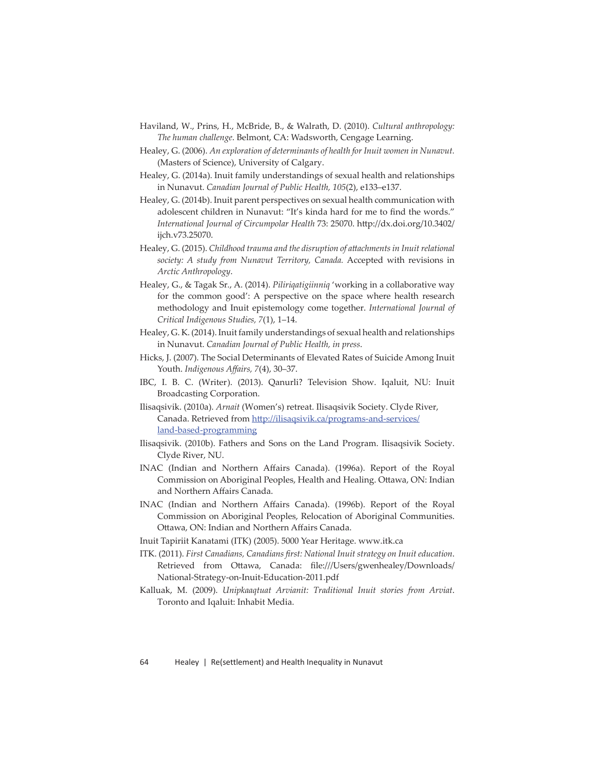Haviland, W., Prins, H., McBride, B., & Walrath, D. (2010). *Cultural anthropology: The human challenge*. Belmont, CA: Wadsworth, Cengage Learning.

Healey, G. (2006). *An exploration of determinants of health for Inuit women in Nunavut.* (Masters of Science), University of Calgary.

Healey, G. (2014a). Inuit family understandings of sexual health and relationships in Nunavut. *Canadian Journal of Public Health, 105*(2), e133–e137.

Healey, G. (2014b). Inuit parent perspectives on sexual health communication with adolescent children in Nunavut: "It's kinda hard for me to find the words." *International Journal of Circumpolar Health* 73: 25070. http://dx.doi.org/10.3402/ijch.v73.25070.

Healey, G. (2015). *Childhood trauma and the disruption of attachments in Inuit relational society: A study from Nunavut Territory, Canada.* Accepted with revisions in *Arctic Anthropology*.

Healey, G., & Tagak Sr., A. (2014). *Piliriqatigiinniq* 'working in a collaborative way for the common good': A perspective on the space where health research methodology and Inuit epistemology come together. *International Journal of Critical Indigenous Studies, 7*(1), 1–14.

Healey, G. K. (2014). Inuit family understandings of sexual health and relationships in Nunavut. *Canadian Journal of Public Health, in press*.

Hicks, J. (2007). The Social Determinants of Elevated Rates of Suicide Among Inuit Youth. *Indigenous Affairs, 7*(4), 30–37.

IBC, I. B. C. (Writer). (2013). Qanurli? Television Show. Iqaluit, NU: Inuit Broadcasting Corporation.

Ilisaqsivik. (2010a). *Arnait* (Women's) retreat. Ilisaqsivik Society. Clyde River, Canada. Retrieved from http://ilisaqsivik.ca/programs-and-services/land-based-programming

Ilisaqsivik. (2010b). Fathers and Sons on the Land Program. Ilisaqsivik Society. Clyde River, NU.

INAC (Indian and Northern Affairs Canada). (1996a). Report of the Royal Commission on Aboriginal Peoples, Health and Healing. Ottawa, ON: Indian and Northern Affairs Canada.

INAC (Indian and Northern Affairs Canada). (1996b). Report of the Royal Commission on Aboriginal Peoples, Relocation of Aboriginal Communities. Ottawa, ON: Indian and Northern Affairs Canada.

Inuit Tapiriit Kanatami (ITK) (2005). 5000 Year Heritage. www.itk.ca

ITK. (2011). *First Canadians, Canadians first: National Inuit strategy on Inuit education*. Retrieved from Ottawa, Canada: file:///Users/gwenhealey/Downloads/National-Strategy-on-Inuit-Education-2011.pdf

Kalluak, M. (2009). *Unipkaaqtuat Arvianit: Traditional Inuit stories from Arviat*. Toronto and Iqaluit: Inhabit Media.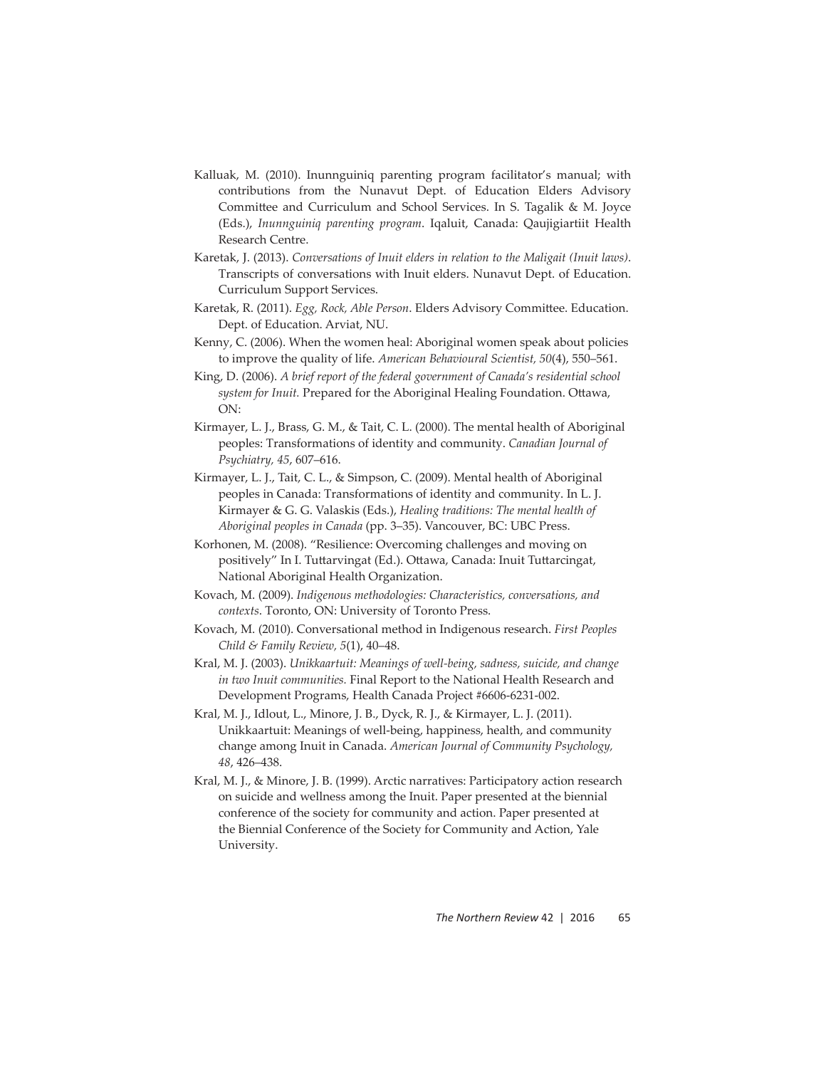Kalluak, M. (2010). Inunnguiniq parenting program facilitator's manual; with contributions from the Nunavut Dept. of Education Elders Advisory Committee and Curriculum and School Services. In S. Tagalik & M. Joyce (Eds.), *Inunnguiniq parenting program*. Iqaluit, Canada: Qaujigiartiit Health Research Centre.

Karetak, J. (2013). *Conversations of Inuit elders in relation to the Maligait (Inuit laws)*. Transcripts of conversations with Inuit elders. Nunavut Dept. of Education. Curriculum Support Services.

Karetak, R. (2011). *Egg, Rock, Able Person*. Elders Advisory Committee. Education. Dept. of Education. Arviat, NU.

Kenny, C. (2006). When the women heal: Aboriginal women speak about policies to improve the quality of life. *American Behavioural Scientist, 50*(4), 550–561.

King, D. (2006). *A brief report of the federal government of Canada's residential school system for Inuit.* Prepared for the Aboriginal Healing Foundation. Ottawa, ON:

Kirmayer, L. J., Brass, G. M., & Tait, C. L. (2000). The mental health of Aboriginal peoples: Transformations of identity and community. *Canadian Journal of Psychiatry, 45*, 607–616.

Kirmayer, L. J., Tait, C. L., & Simpson, C. (2009). Mental health of Aboriginal peoples in Canada: Transformations of identity and community. In L. J. Kirmayer & G. G. Valaskis (Eds.), *Healing traditions: The mental health of Aboriginal peoples in Canada* (pp. 3–35). Vancouver, BC: UBC Press.

Korhonen, M. (2008). "Resilience: Overcoming challenges and moving on positively" In I. Tuttarvingat (Ed.). Ottawa, Canada: Inuit Tuttarcingat, National Aboriginal Health Organization.

Kovach, M. (2009). *Indigenous methodologies: Characteristics, conversations, and contexts*. Toronto, ON: University of Toronto Press.

Kovach, M. (2010). Conversational method in Indigenous research. *First Peoples Child & Family Review, 5*(1), 40–48.

Kral, M. J. (2003). *Unikkaartuit: Meanings of well-being, sadness, suicide, and change in two Inuit communities.* Final Report to the National Health Research and Development Programs, Health Canada Project #6606-6231-002.

Kral, M. J., Idlout, L., Minore, J. B., Dyck, R. J., & Kirmayer, L. J. (2011). Unikkaartuit: Meanings of well-being, happiness, health, and community change among Inuit in Canada. *American Journal of Community Psychology, 48*, 426–438.

Kral, M. J., & Minore, J. B. (1999). Arctic narratives: Participatory action research on suicide and wellness among the Inuit. Paper presented at the biennial conference of the society for community and action. Paper presented at the Biennial Conference of the Society for Community and Action, Yale University.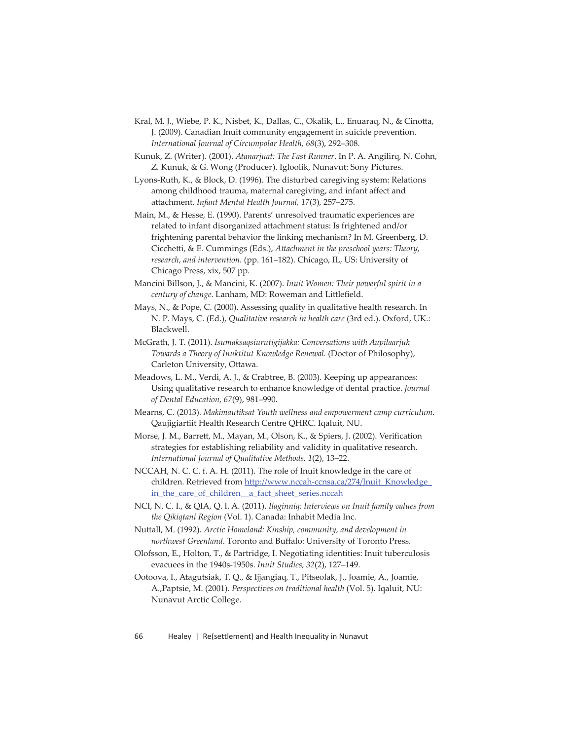Kral, M. J., Wiebe, P. K., Nisbet, K., Dallas, C., Okalik, L., Enuaraq, N., & Cinotta, J. (2009). Canadian Inuit community engagement in suicide prevention. *International Journal of Circumpolar Health, 68*(3), 292–308.

Kunuk, Z. (Writer). (2001). *Atanarjuat: The Fast Runner*. In P. A. Angilirq, N. Cohn, Z. Kunuk, & G. Wong (Producer). Igloolik, Nunavut: Sony Pictures.

Lyons-Ruth, K., & Block, D. (1996). The disturbed caregiving system: Relations among childhood trauma, maternal caregiving, and infant affect and attachment. *Infant Mental Health Journal, 17*(3), 257–275.

Main, M., & Hesse, E. (1990). Parents' unresolved traumatic experiences are related to infant disorganized attachment status: Is frightened and/or frightening parental behavior the linking mechanism? In M. Greenberg, D. Cicchetti, & E. Cummings (Eds.), *Attachment in the preschool years: Theory, research, and intervention.* (pp. 161–182). Chicago, IL, US: University of Chicago Press, xix, 507 pp.

Mancini Billson, J., & Mancini, K. (2007). *Inuit Women: Their powerful spirit in a century of change*. Lanham, MD: Roweman and Littlefield.

Mays, N., & Pope, C. (2000). Assessing quality in qualitative health research. In N. P. Mays, C. (Ed.), *Qualitative research in health care* (3rd ed.). Oxford, UK.: Blackwell.

McGrath, J. T. (2011). *Isumaksaqsiurutigijakka: Conversations with Aupilaarjuk Towards a Theory of Inuktitut Knowledge Renewal.* (Doctor of Philosophy), Carleton University, Ottawa.

Meadows, L. M., Verdi, A. J., & Crabtree, B. (2003). Keeping up appearances: Using qualitative research to enhance knowledge of dental practice. *Journal of Dental Education, 67*(9), 981–990.

Mearns, C. (2013). *Makimautiksat Youth wellness and empowerment camp curriculum.* Qaujigiartiit Health Research Centre QHRC. Iqaluit, NU.

Morse, J. M., Barrett, M., Mayan, M., Olson, K., & Spiers, J. (2002). Verification strategies for establishing reliability and validity in qualitative research. *International Journal of Qualitative Methods, 1*(2), 13–22.

NCCAH, N. C. C. f. A. H. (2011). The role of Inuit knowledge in the care of children. Retrieved from http://www.nccah-ccnsa.ca/274/Inuit_Knowledge_in_the_care_of_children__a_fact_sheet_series.nccah

NCI, N. C. I., & QIA, Q. I. A. (2011). *Ilaginniq: Interviews on Inuit family values from the Qikiqtani Region* (Vol. 1). Canada: Inhabit Media Inc.

Nuttall, M. (1992). *Arctic Homeland: Kinship, community, and development in northwest Greenland*. Toronto and Buffalo: University of Toronto Press.

Olofsson, E., Holton, T., & Partridge, I. Negotiating identities: Inuit tuberculosis evacuees in the 1940s-1950s. *Inuit Studies, 32*(2), 127–149.

Ootoova, I., Atagutsiak, T. Q., & Ijjangiaq, T., Pitseolak, J., Joamie, A., Joamie, A.,Paptsie, M. (2001). *Perspectives on traditional health* (Vol. 5). Iqaluit, NU: Nunavut Arctic College.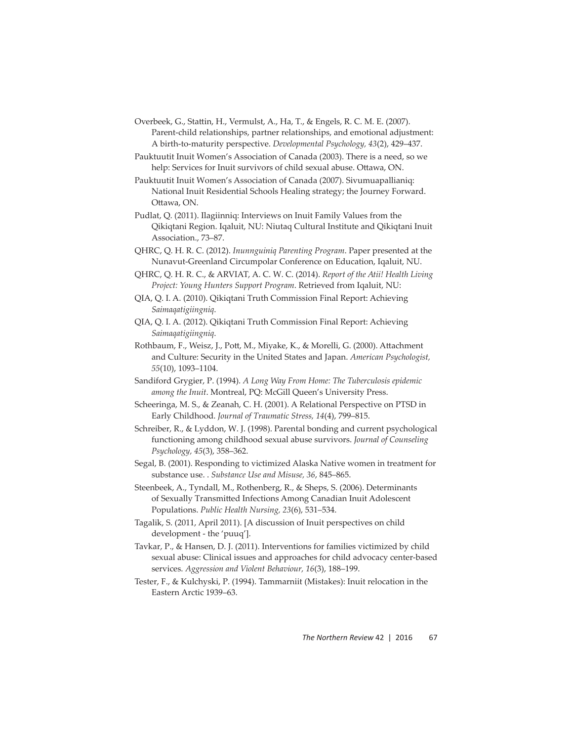Overbeek, G., Stattin, H., Vermulst, A., Ha, T., & Engels, R. C. M. E. (2007). Parent-child relationships, partner relationships, and emotional adjustment: A birth-to-maturity perspective. *Developmental Psychology, 43*(2), 429–437.

Pauktuutit Inuit Women's Association of Canada (2003). There is a need, so we help: Services for Inuit survivors of child sexual abuse. Ottawa, ON.

Pauktuutit Inuit Women's Association of Canada (2007). Sivumuapallianiq: National Inuit Residential Schools Healing strategy; the Journey Forward. Ottawa, ON.

Pudlat, Q. (2011). Ilagiinniq: Interviews on Inuit Family Values from the Qikiqtani Region. Iqaluit, NU: Niutaq Cultural Institute and Qikiqtani Inuit Association., 73–87.

QHRC, Q. H. R. C. (2012). *Inunnguiniq Parenting Program*. Paper presented at the Nunavut-Greenland Circumpolar Conference on Education, Iqaluit, NU.

QHRC, Q. H. R. C., & ARVIAT, A. C. W. C. (2014). *Report of the Atii! Health Living Project: Young Hunters Support Program*. Retrieved from Iqaluit, NU:

QIA, Q. I. A. (2010). Qikiqtani Truth Commission Final Report: Achieving *Saimaqatigiingniq*.

QIA, Q. I. A. (2012). Qikiqtani Truth Commission Final Report: Achieving *Saimaqatigiingniq*.

Rothbaum, F., Weisz, J., Pott, M., Miyake, K., & Morelli, G. (2000). Attachment and Culture: Security in the United States and Japan. *American Psychologist, 55*(10), 1093–1104.

Sandiford Grygier, P. (1994). *A Long Way From Home: The Tuberculosis epidemic among the Inuit*. Montreal, PQ: McGill Queen's University Press.

Scheeringa, M. S., & Zeanah, C. H. (2001). A Relational Perspective on PTSD in Early Childhood. *Journal of Traumatic Stress, 14*(4), 799–815.

Schreiber, R., & Lyddon, W. J. (1998). Parental bonding and current psychological functioning among childhood sexual abuse survivors. *Journal of Counseling Psychology, 45*(3), 358–362.

Segal, B. (2001). Responding to victimized Alaska Native women in treatment for substance use. . *Substance Use and Misuse, 36*, 845–865.

Steenbeek, A., Tyndall, M., Rothenberg, R., & Sheps, S. (2006). Determinants of Sexually Transmitted Infections Among Canadian Inuit Adolescent Populations. *Public Health Nursing, 23*(6), 531–534.

Tagalik, S. (2011, April 2011). [A discussion of Inuit perspectives on child development - the 'puuq'].

Tavkar, P., & Hansen, D. J. (2011). Interventions for families victimized by child sexual abuse: Clinical issues and approaches for child advocacy center-based services. *Aggression and Violent Behaviour, 16*(3), 188–199.

Tester, F., & Kulchyski, P. (1994). Tammarniit (Mistakes): Inuit relocation in the Eastern Arctic 1939–63.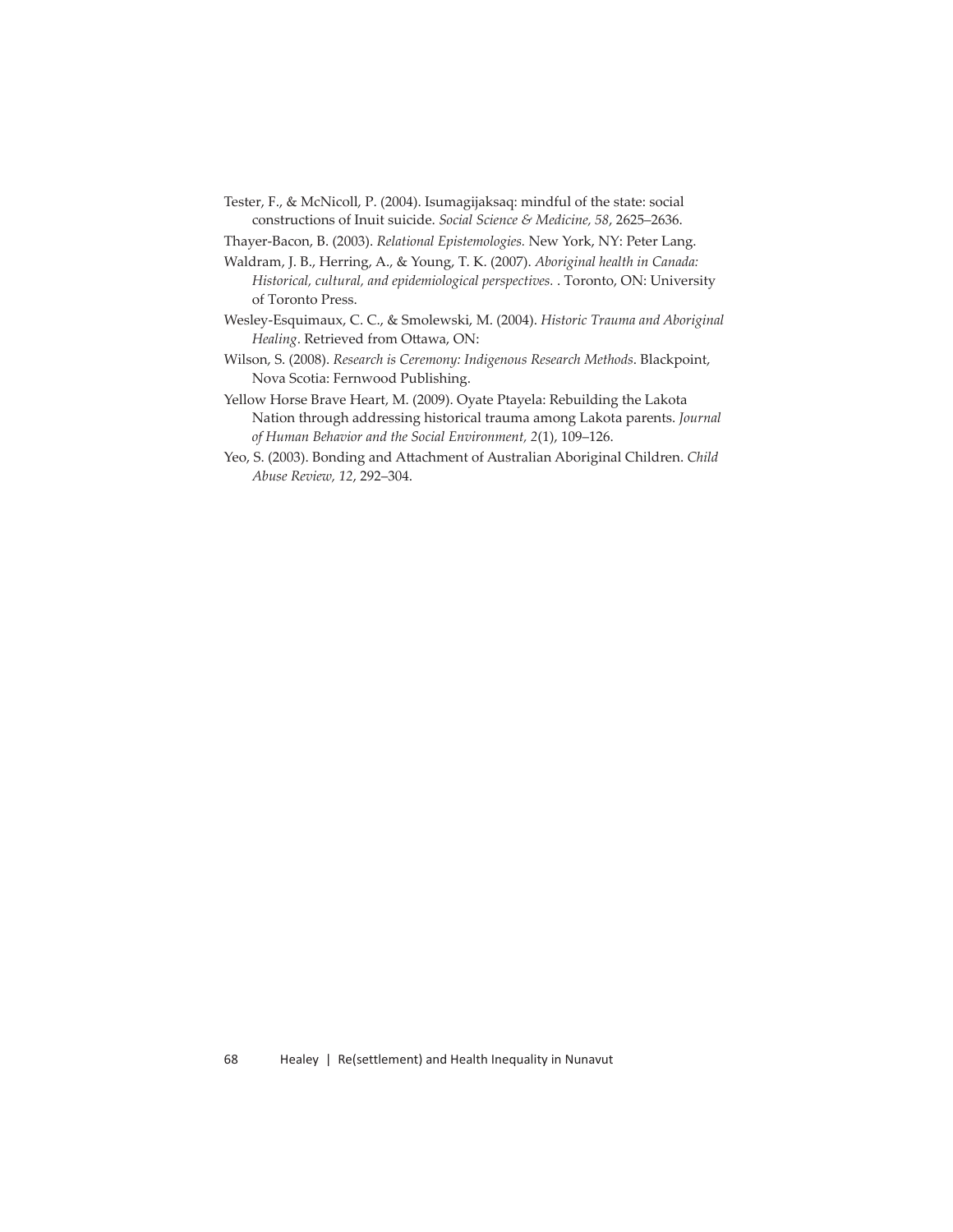Tester, F., & McNicoll, P. (2004). Isumagijaksaq: mindful of the state: social constructions of Inuit suicide. *Social Science & Medicine, 58*, 2625–2636.

Thayer-Bacon, B. (2003). *Relational Epistemologies.* New York, NY: Peter Lang.

Waldram, J. B., Herring, A., & Young, T. K. (2007). *Aboriginal health in Canada: Historical, cultural, and epidemiological perspectives.* . Toronto, ON: University of Toronto Press.

Wesley-Esquimaux, C. C., & Smolewski, M. (2004). *Historic Trauma and Aboriginal Healing*. Retrieved from Ottawa, ON:

Wilson, S. (2008). *Research is Ceremony: Indigenous Research Methods*. Blackpoint, Nova Scotia: Fernwood Publishing.

Yellow Horse Brave Heart, M. (2009). Oyate Ptayela: Rebuilding the Lakota Nation through addressing historical trauma among Lakota parents. *Journal of Human Behavior and the Social Environment, 2*(1), 109–126.

Yeo, S. (2003). Bonding and Attachment of Australian Aboriginal Children. *Child Abuse Review, 12*, 292–304.